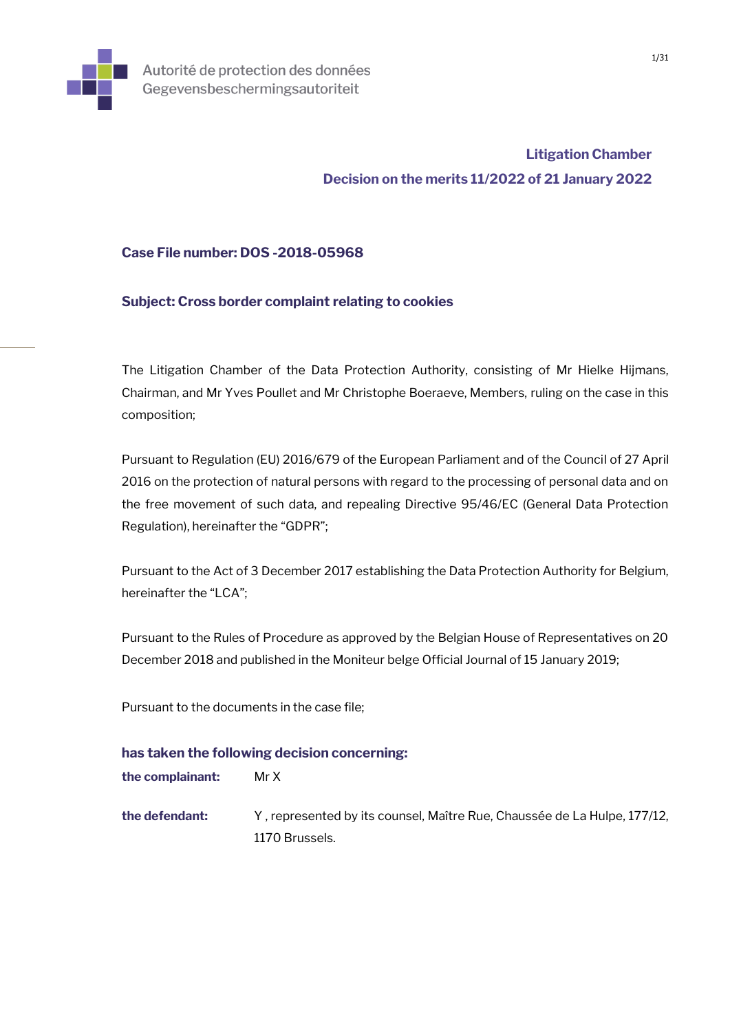Autorité de protection des données
Gegevensbeschermingsautoriteit

**Litigation Chamber**

**Decision on the merits 11/2022 of 21 January 2022**

**Case File number: DOS -2018-05968**

**Subject: Cross border complaint relating to cookies**

The Litigation Chamber of the Data Protection Authority, consisting of Mr Hielke Hijmans, Chairman, and Mr Yves Poullet and Mr Christophe Boeraeve, Members, ruling on the case in this composition;

Pursuant to Regulation (EU) 2016/679 of the European Parliament and of the Council of 27 April 2016 on the protection of natural persons with regard to the processing of personal data and on the free movement of such data, and repealing Directive 95/46/EC (General Data Protection Regulation), hereinafter the "GDPR";

Pursuant to the Act of 3 December 2017 establishing the Data Protection Authority for Belgium, hereinafter the "LCA";

Pursuant to the Rules of Procedure as approved by the Belgian House of Representatives on 20 December 2018 and published in the Moniteur belge Official Journal of 15 January 2019;

Pursuant to the documents in the case file;

**has taken the following decision concerning:**

**the complainant:** Mr X

**the defendant:** Y , represented by its counsel, Maître Rue, Chaussée de La Hulpe, 177/12, 1170 Brussels.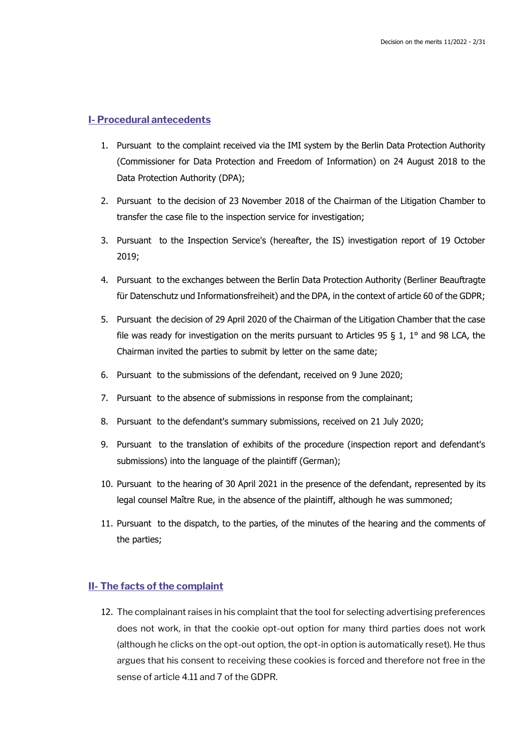## I- Procedural antecedents

1. Pursuant to the complaint received via the IMI system by the Berlin Data Protection Authority (Commissioner for Data Protection and Freedom of Information) on 24 August 2018 to the Data Protection Authority (DPA);

2. Pursuant to the decision of 23 November 2018 of the Chairman of the Litigation Chamber to transfer the case file to the inspection service for investigation;

3. Pursuant to the Inspection Service's (hereafter, the IS) investigation report of 19 October 2019;

4. Pursuant to the exchanges between the Berlin Data Protection Authority (Berliner Beauftragte für Datenschutz und Informationsfreiheit) and the DPA, in the context of article 60 of the GDPR;

5. Pursuant the decision of 29 April 2020 of the Chairman of the Litigation Chamber that the case file was ready for investigation on the merits pursuant to Articles 95 § 1, 1° and 98 LCA, the Chairman invited the parties to submit by letter on the same date;

6. Pursuant to the submissions of the defendant, received on 9 June 2020;

7. Pursuant to the absence of submissions in response from the complainant;

8. Pursuant to the defendant's summary submissions, received on 21 July 2020;

9. Pursuant to the translation of exhibits of the procedure (inspection report and defendant's submissions) into the language of the plaintiff (German);

10. Pursuant to the hearing of 30 April 2021 in the presence of the defendant, represented by its legal counsel Maître Rue, in the absence of the plaintiff, although he was summoned;

11. Pursuant to the dispatch, to the parties, of the minutes of the hearing and the comments of the parties;

## II- The facts of the complaint

12. The complainant raises in his complaint that the tool for selecting advertising preferences does not work, in that the cookie opt-out option for many third parties does not work (although he clicks on the opt-out option, the opt-in option is automatically reset). He thus argues that his consent to receiving these cookies is forced and therefore not free in the sense of article 4.11 and 7 of the GDPR.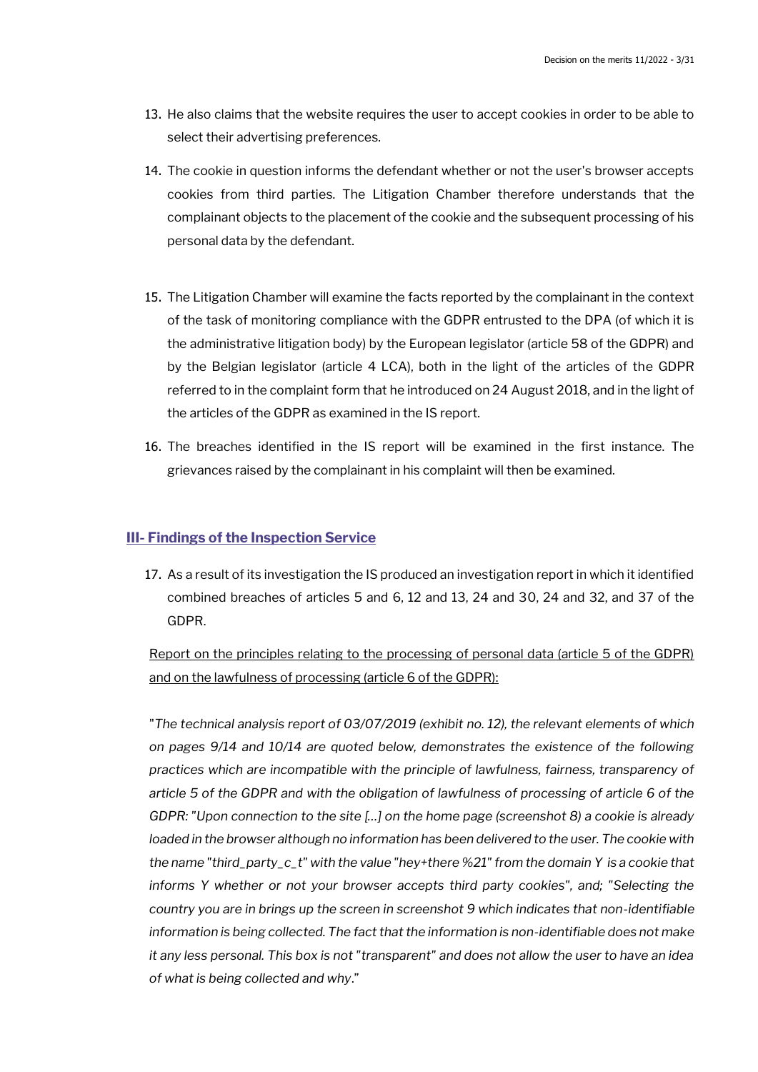13. He also claims that the website requires the user to accept cookies in order to be able to select their advertising preferences.

14. The cookie in question informs the defendant whether or not the user's browser accepts cookies from third parties. The Litigation Chamber therefore understands that the complainant objects to the placement of the cookie and the subsequent processing of his personal data by the defendant.

15. The Litigation Chamber will examine the facts reported by the complainant in the context of the task of monitoring compliance with the GDPR entrusted to the DPA (of which it is the administrative litigation body) by the European legislator (article 58 of the GDPR) and by the Belgian legislator (article 4 LCA), both in the light of the articles of the GDPR referred to in the complaint form that he introduced on 24 August 2018, and in the light of the articles of the GDPR as examined in the IS report.

16. The breaches identified in the IS report will be examined in the first instance. The grievances raised by the complainant in his complaint will then be examined.

## III- Findings of the Inspection Service

17. As a result of its investigation the IS produced an investigation report in which it identified combined breaches of articles 5 and 6, 12 and 13, 24 and 30, 24 and 32, and 37 of the GDPR.

Report on the principles relating to the processing of personal data (article 5 of the GDPR) and on the lawfulness of processing (article 6 of the GDPR):

"*The technical analysis report of 03/07/2019 (exhibit no. 12), the relevant elements of which on pages 9/14 and 10/14 are quoted below, demonstrates the existence of the following practices which are incompatible with the principle of lawfulness, fairness, transparency of article 5 of the GDPR and with the obligation of lawfulness of processing of article 6 of the GDPR: "Upon connection to the site [...] on the home page (screenshot 8) a cookie is already loaded in the browser although no information has been delivered to the user. The cookie with the name "third_party_c_t" with the value "hey+there %21" from the domain Y is a cookie that informs Y whether or not your browser accepts third party cookies", and; "Selecting the country you are in brings up the screen in screenshot 9 which indicates that non-identifiable information is being collected. The fact that the information is non-identifiable does not make it any less personal. This box is not "transparent" and does not allow the user to have an idea of what is being collected and why*."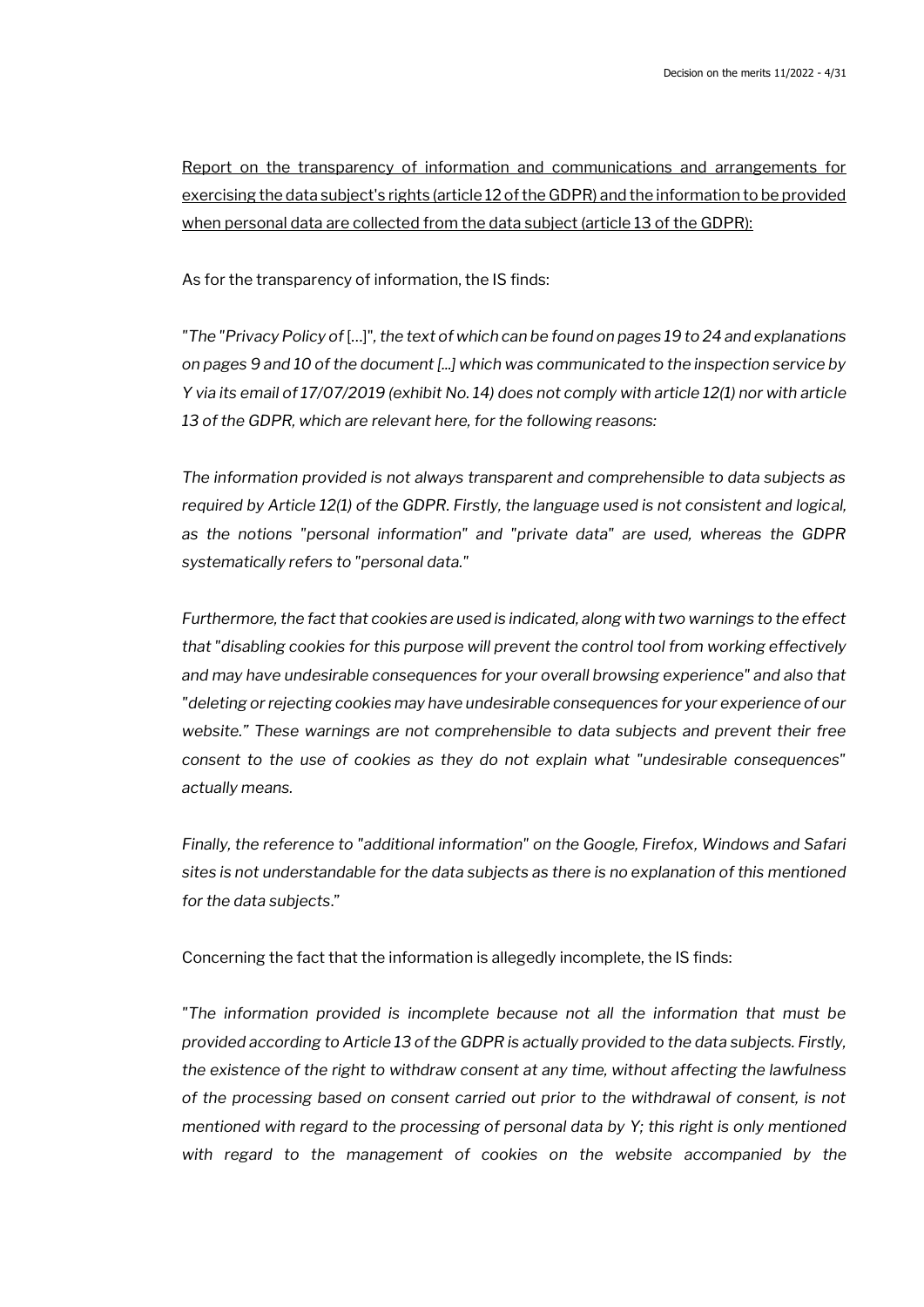<u>Report on the transparency of information and communications and arrangements for exercising the data subject's rights (article 12 of the GDPR) and the information to be provided when personal data are collected from the data subject (article 13 of the GDPR):</u>

As for the transparency of information, the IS finds:

"*The "Privacy Policy of* [...]"*, the text of which can be found on pages 19 to 24 and explanations on pages 9 and 10 of the document [...] which was communicated to the inspection service by Y via its email of 17/07/2019 (exhibit No. 14) does not comply with article 12(1) nor with article 13 of the GDPR, which are relevant here, for the following reasons:*

*The information provided is not always transparent and comprehensible to data subjects as required by Article 12(1) of the GDPR. Firstly, the language used is not consistent and logical, as the notions "personal information" and "private data" are used, whereas the GDPR systematically refers to "personal data."*

*Furthermore, the fact that cookies are used is indicated, along with two warnings to the effect that "disabling cookies for this purpose will prevent the control tool from working effectively and may have undesirable consequences for your overall browsing experience" and also that "deleting or rejecting cookies may have undesirable consequences for your experience of our website." These warnings are not comprehensible to data subjects and prevent their free consent to the use of cookies as they do not explain what "undesirable consequences" actually means.*

*Finally, the reference to "additional information" on the Google, Firefox, Windows and Safari sites is not understandable for the data subjects as there is no explanation of this mentioned for the data subjects*."

Concerning the fact that the information is allegedly incomplete, the IS finds:

"*The information provided is incomplete because not all the information that must be provided according to Article 13 of the GDPR is actually provided to the data subjects. Firstly, the existence of the right to withdraw consent at any time, without affecting the lawfulness of the processing based on consent carried out prior to the withdrawal of consent, is not mentioned with regard to the processing of personal data by Y; this right is only mentioned with regard to the management of cookies on the website accompanied by the*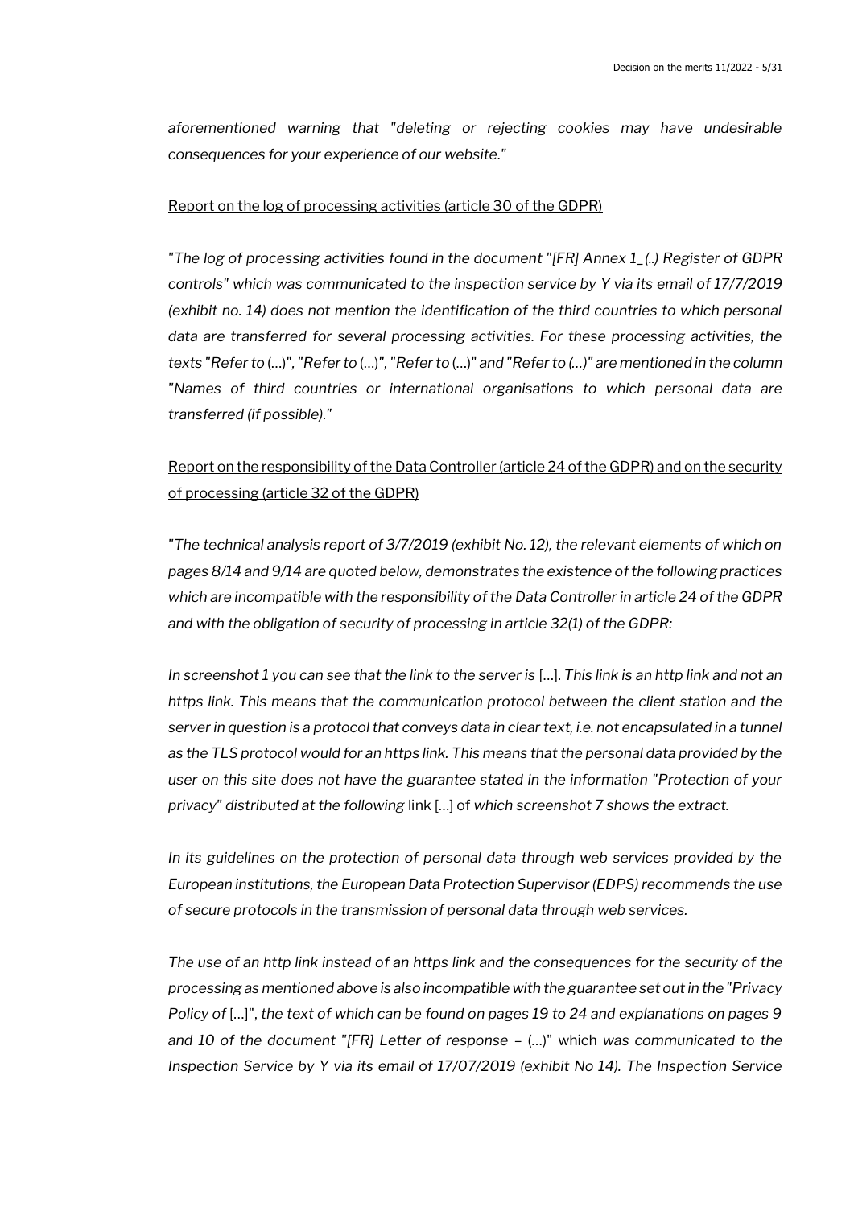*aforementioned warning that "deleting or rejecting cookies may have undesirable consequences for your experience of our website."*

<u>Report on the log of processing activities (article 30 of the GDPR)</u>

*"The log of processing activities found in the document "[FR] Annex 1_(..) Register of GDPR controls" which was communicated to the inspection service by Y via its email of 17/7/2019 (exhibit no. 14) does not mention the identification of the third countries to which personal data are transferred for several processing activities. For these processing activities, the texts "Refer to* (...)*", "Refer to* (...)*", "Refer to* (...)*" and "Refer to (...)" are mentioned in the column "Names of third countries or international organisations to which personal data are transferred (if possible)."*

<u>Report on the responsibility of the Data Controller (article 24 of the GDPR) and on the security of processing (article 32 of the GDPR)</u>

*"The technical analysis report of 3/7/2019 (exhibit No. 12), the relevant elements of which on pages 8/14 and 9/14 are quoted below, demonstrates the existence of the following practices which are incompatible with the responsibility of the Data Controller in article 24 of the GDPR and with the obligation of security of processing in article 32(1) of the GDPR:*

*In screenshot 1 you can see that the link to the server is* [...]. *This link is an http link and not an https link. This means that the communication protocol between the client station and the server in question is a protocol that conveys data in clear text, i.e. not encapsulated in a tunnel as the TLS protocol would for an https link. This means that the personal data provided by the user on this site does not have the guarantee stated in the information "Protection of your privacy" distributed at the following* link [...] of *which screenshot 7 shows the extract.*

*In its guidelines on the protection of personal data through web services provided by the European institutions, the European Data Protection Supervisor (EDPS) recommends the use of secure protocols in the transmission of personal data through web services.*

*The use of an http link instead of an https link and the consequences for the security of the processing as mentioned above is also incompatible with the guarantee set out in the "Privacy Policy of* [...]*", the text of which can be found on pages 19 to 24 and explanations on pages 9 and 10 of the document "[FR] Letter of response –* (...)" which *was communicated to the Inspection Service by Y via its email of 17/07/2019 (exhibit No 14). The Inspection Service*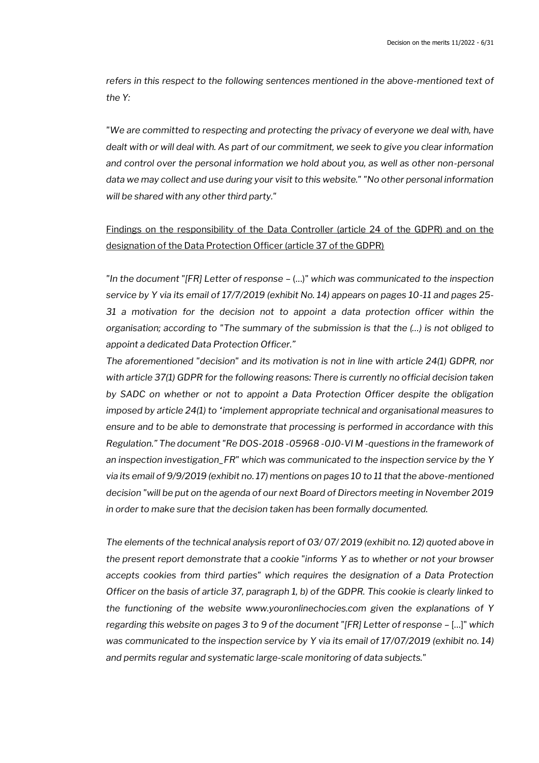*refers in this respect to the following sentences mentioned in the above-mentioned text of the Y:*

"*We are committed to respecting and protecting the privacy of everyone we deal with, have dealt with or will deal with. As part of our commitment, we seek to give you clear information and control over the personal information we hold about you, as well as other non-personal data we may collect and use during your visit to this website.*" "*No other personal information will be shared with any other third party.*"

<u>Findings on the responsibility of the Data Controller (article 24 of the GDPR) and on the designation of the Data Protection Officer (article 37 of the GDPR)</u>

"*In the document "[FR] Letter of response –* (...)" *which was communicated to the inspection service by Y via its email of 17/7/2019 (exhibit No. 14) appears on pages 10-11 and pages 25-31 a motivation for the decision not to appoint a data protection officer within the organisation; according to "The summary of the submission is that the (...) is not obliged to appoint a dedicated Data Protection Officer."*

*The aforementioned "decision" and its motivation is not in line with article 24(1) GDPR, nor with article 37(1) GDPR for the following reasons: There is currently no official decision taken by SADC on whether or not to appoint a Data Protection Officer despite the obligation imposed by article 24(1) to 'implement appropriate technical and organisational measures to ensure and to be able to demonstrate that processing is performed in accordance with this Regulation." The document "Re DOS-2018 -05968 -0J0-VI M -questions in the framework of an inspection investigation_FR" which was communicated to the inspection service by the Y via its email of 9/9/2019 (exhibit no. 17) mentions on pages 10 to 11 that the above-mentioned decision "will be put on the agenda of our next Board of Directors meeting in November 2019 in order to make sure that the decision taken has been formally documented.*

*The elements of the technical analysis report of 03/ 07/ 2019 (exhibit no. 12) quoted above in the present report demonstrate that a cookie "informs Y as to whether or not your browser accepts cookies from third parties" which requires the designation of a Data Protection Officer on the basis of article 37, paragraph 1, b) of the GDPR. This cookie is clearly linked to the functioning of the website www.youronlinechocies.com given the explanations of Y regarding this website on pages 3 to 9 of the document "[FR] Letter of response –* [...]" *which was communicated to the inspection service by Y via its email of 17/07/2019 (exhibit no. 14) and permits regular and systematic large-scale monitoring of data subjects.*"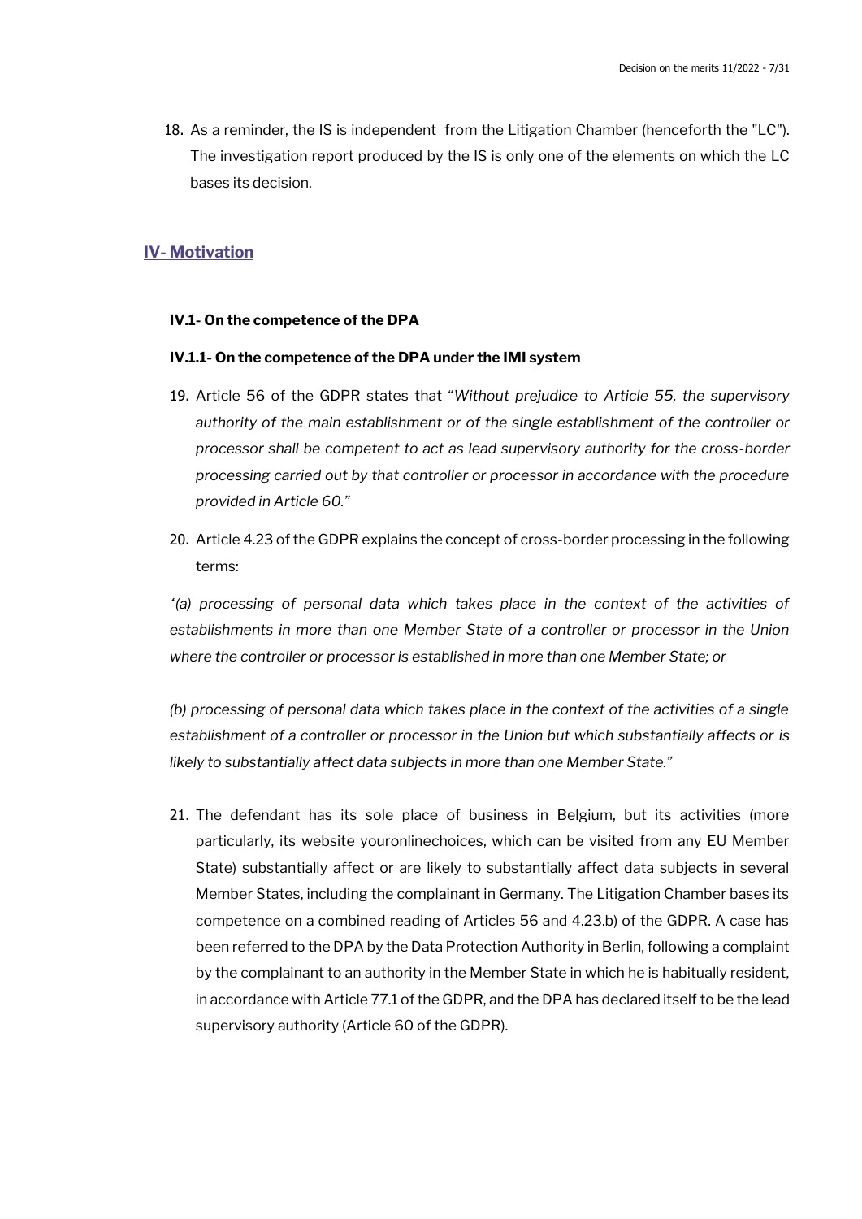18. As a reminder, the IS is independent from the Litigation Chamber (henceforth the "LC"). The investigation report produced by the IS is only one of the elements on which the LC bases its decision.

## IV- Motivation

### IV.1- On the competence of the DPA

#### IV.1.1- On the competence of the DPA under the IMI system

19. Article 56 of the GDPR states that "*Without prejudice to Article 55, the supervisory authority of the main establishment or of the single establishment of the controller or processor shall be competent to act as lead supervisory authority for the cross-border processing carried out by that controller or processor in accordance with the procedure provided in Article 60.*"

20. Article 4.23 of the GDPR explains the concept of cross-border processing in the following terms:

*'(a) processing of personal data which takes place in the context of the activities of establishments in more than one Member State of a controller or processor in the Union where the controller or processor is established in more than one Member State; or*

*(b) processing of personal data which takes place in the context of the activities of a single establishment of a controller or processor in the Union but which substantially affects or is likely to substantially affect data subjects in more than one Member State."*

21. The defendant has its sole place of business in Belgium, but its activities (more particularly, its website youronlinechoices, which can be visited from any EU Member State) substantially affect or are likely to substantially affect data subjects in several Member States, including the complainant in Germany. The Litigation Chamber bases its competence on a combined reading of Articles 56 and 4.23.b) of the GDPR. A case has been referred to the DPA by the Data Protection Authority in Berlin, following a complaint by the complainant to an authority in the Member State in which he is habitually resident, in accordance with Article 77.1 of the GDPR, and the DPA has declared itself to be the lead supervisory authority (Article 60 of the GDPR).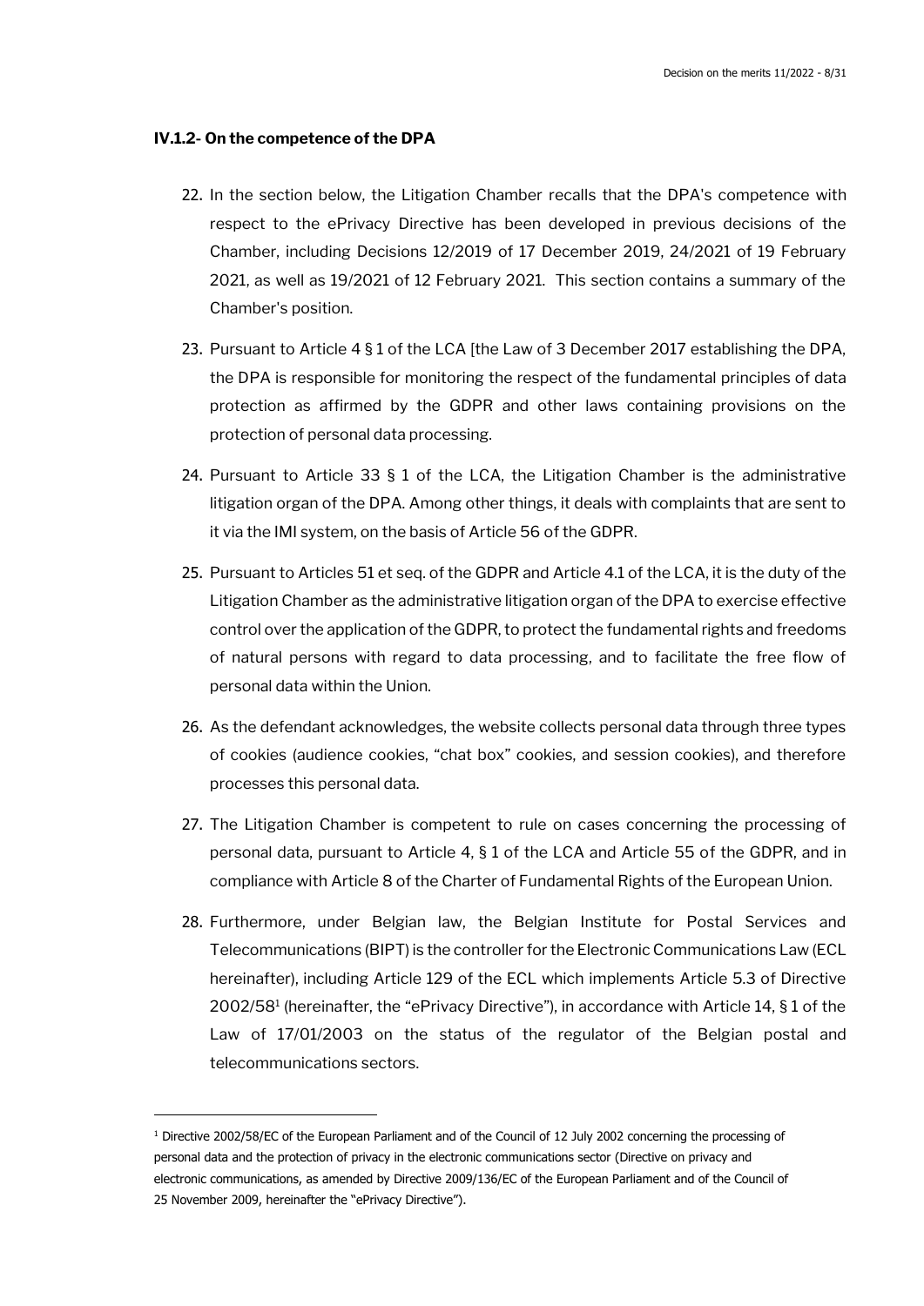### IV.1.2- On the competence of the DPA

22. In the section below, the Litigation Chamber recalls that the DPA's competence with respect to the ePrivacy Directive has been developed in previous decisions of the Chamber, including Decisions 12/2019 of 17 December 2019, 24/2021 of 19 February 2021, as well as 19/2021 of 12 February 2021. This section contains a summary of the Chamber's position.

23. Pursuant to Article 4 § 1 of the LCA [the Law of 3 December 2017 establishing the DPA, the DPA is responsible for monitoring the respect of the fundamental principles of data protection as affirmed by the GDPR and other laws containing provisions on the protection of personal data processing.

24. Pursuant to Article 33 § 1 of the LCA, the Litigation Chamber is the administrative litigation organ of the DPA. Among other things, it deals with complaints that are sent to it via the IMI system, on the basis of Article 56 of the GDPR.

25. Pursuant to Articles 51 et seq. of the GDPR and Article 4.1 of the LCA, it is the duty of the Litigation Chamber as the administrative litigation organ of the DPA to exercise effective control over the application of the GDPR, to protect the fundamental rights and freedoms of natural persons with regard to data processing, and to facilitate the free flow of personal data within the Union.

26. As the defendant acknowledges, the website collects personal data through three types of cookies (audience cookies, "chat box" cookies, and session cookies), and therefore processes this personal data.

27. The Litigation Chamber is competent to rule on cases concerning the processing of personal data, pursuant to Article 4, § 1 of the LCA and Article 55 of the GDPR, and in compliance with Article 8 of the Charter of Fundamental Rights of the European Union.

28. Furthermore, under Belgian law, the Belgian Institute for Postal Services and Telecommunications (BIPT) is the controller for the Electronic Communications Law (ECL hereinafter), including Article 129 of the ECL which implements Article 5.3 of Directive 2002/58[1] (hereinafter, the "ePrivacy Directive"), in accordance with Article 14, § 1 of the Law of 17/01/2003 on the status of the regulator of the Belgian postal and telecommunications sectors.

---

[1] Directive 2002/58/EC of the European Parliament and of the Council of 12 July 2002 concerning the processing of personal data and the protection of privacy in the electronic communications sector (Directive on privacy and electronic communications, as amended by Directive 2009/136/EC of the European Parliament and of the Council of 25 November 2009, hereinafter the "ePrivacy Directive").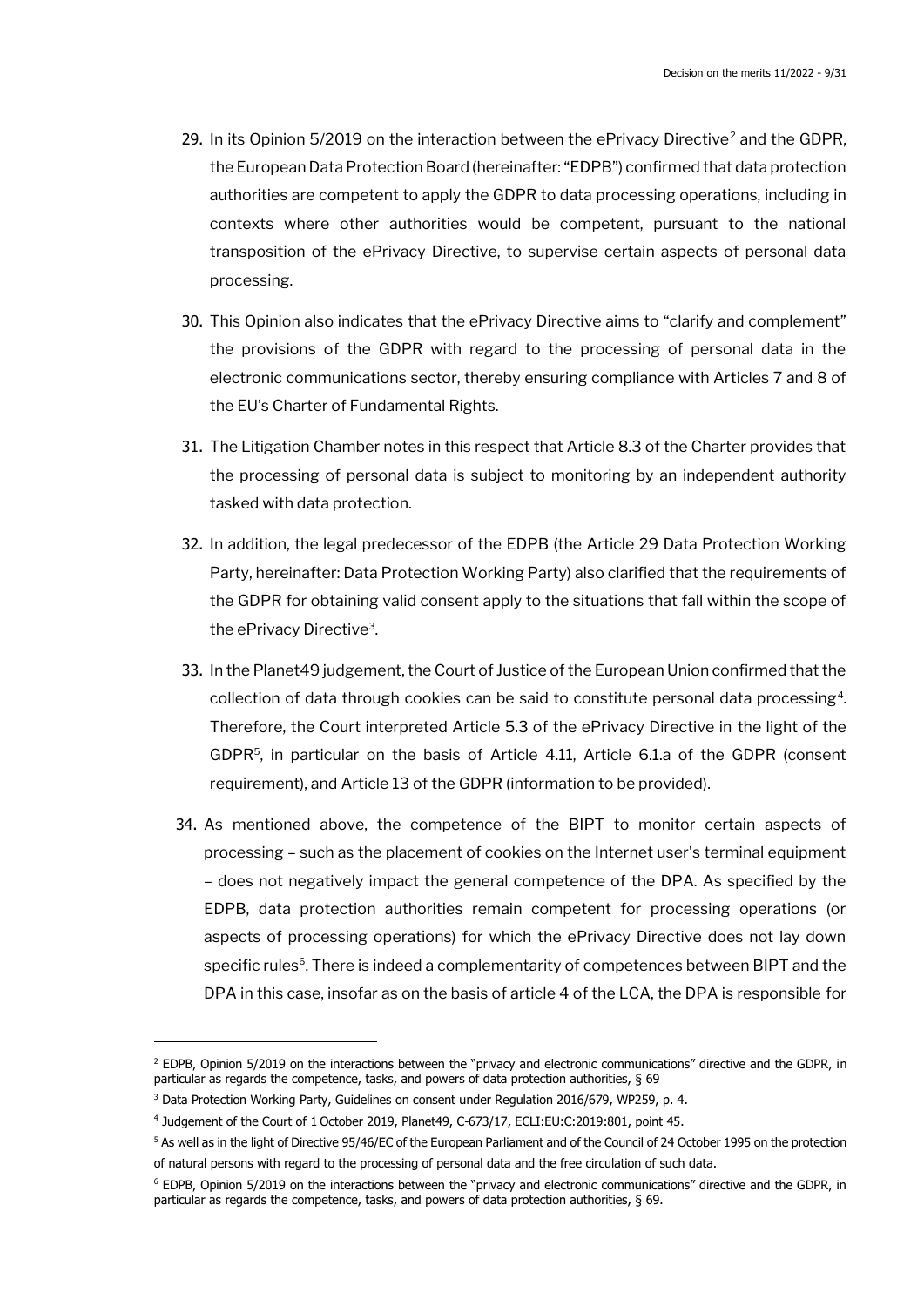29. In its Opinion 5/2019 on the interaction between the ePrivacy Directive[2] and the GDPR, the European Data Protection Board (hereinafter: "EDPB") confirmed that data protection authorities are competent to apply the GDPR to data processing operations, including in contexts where other authorities would be competent, pursuant to the national transposition of the ePrivacy Directive, to supervise certain aspects of personal data processing.

30. This Opinion also indicates that the ePrivacy Directive aims to "clarify and complement" the provisions of the GDPR with regard to the processing of personal data in the electronic communications sector, thereby ensuring compliance with Articles 7 and 8 of the EU's Charter of Fundamental Rights.

31. The Litigation Chamber notes in this respect that Article 8.3 of the Charter provides that the processing of personal data is subject to monitoring by an independent authority tasked with data protection.

32. In addition, the legal predecessor of the EDPB (the Article 29 Data Protection Working Party, hereinafter: Data Protection Working Party) also clarified that the requirements of the GDPR for obtaining valid consent apply to the situations that fall within the scope of the ePrivacy Directive[3].

33. In the Planet49 judgement, the Court of Justice of the European Union confirmed that the collection of data through cookies can be said to constitute personal data processing[4]. Therefore, the Court interpreted Article 5.3 of the ePrivacy Directive in the light of the GDPR[5], in particular on the basis of Article 4.11, Article 6.1.a of the GDPR (consent requirement), and Article 13 of the GDPR (information to be provided).

34. As mentioned above, the competence of the BIPT to monitor certain aspects of processing – such as the placement of cookies on the Internet user's terminal equipment – does not negatively impact the general competence of the DPA. As specified by the EDPB, data protection authorities remain competent for processing operations (or aspects of processing operations) for which the ePrivacy Directive does not lay down specific rules[6]. There is indeed a complementarity of competences between BIPT and the DPA in this case, insofar as on the basis of article 4 of the LCA, the DPA is responsible for

---

[2] EDPB, Opinion 5/2019 on the interactions between the "privacy and electronic communications" directive and the GDPR, in particular as regards the competence, tasks, and powers of data protection authorities, § 69

[3] Data Protection Working Party, Guidelines on consent under Regulation 2016/679, WP259, p. 4.

[4] Judgement of the Court of 1 October 2019, Planet49, C-673/17, ECLI:EU:C:2019:801, point 45.

[5] As well as in the light of Directive 95/46/EC of the European Parliament and of the Council of 24 October 1995 on the protection of natural persons with regard to the processing of personal data and the free circulation of such data.

[6] EDPB, Opinion 5/2019 on the interactions between the "privacy and electronic communications" directive and the GDPR, in particular as regards the competence, tasks, and powers of data protection authorities, § 69.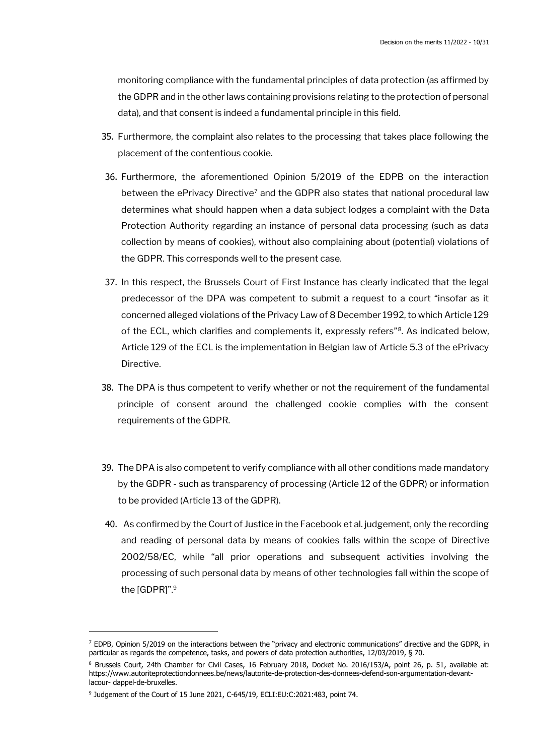monitoring compliance with the fundamental principles of data protection (as affirmed by the GDPR and in the other laws containing provisions relating to the protection of personal data), and that consent is indeed a fundamental principle in this field.

35. Furthermore, the complaint also relates to the processing that takes place following the placement of the contentious cookie.

36. Furthermore, the aforementioned Opinion 5/2019 of the EDPB on the interaction between the ePrivacy Directive[7] and the GDPR also states that national procedural law determines what should happen when a data subject lodges a complaint with the Data Protection Authority regarding an instance of personal data processing (such as data collection by means of cookies), without also complaining about (potential) violations of the GDPR. This corresponds well to the present case.

37. In this respect, the Brussels Court of First Instance has clearly indicated that the legal predecessor of the DPA was competent to submit a request to a court "insofar as it concerned alleged violations of the Privacy Law of 8 December 1992, to which Article 129 of the ECL, which clarifies and complements it, expressly refers"[8]. As indicated below, Article 129 of the ECL is the implementation in Belgian law of Article 5.3 of the ePrivacy Directive.

38. The DPA is thus competent to verify whether or not the requirement of the fundamental principle of consent around the challenged cookie complies with the consent requirements of the GDPR.

39. The DPA is also competent to verify compliance with all other conditions made mandatory by the GDPR - such as transparency of processing (Article 12 of the GDPR) or information to be provided (Article 13 of the GDPR).

40. As confirmed by the Court of Justice in the Facebook et al. judgement, only the recording and reading of personal data by means of cookies falls within the scope of Directive 2002/58/EC, while "all prior operations and subsequent activities involving the processing of such personal data by means of other technologies fall within the scope of the [GDPR]".[9]

---

[7] EDPB, Opinion 5/2019 on the interactions between the "privacy and electronic communications" directive and the GDPR, in particular as regards the competence, tasks, and powers of data protection authorities, 12/03/2019, § 70.

[8] Brussels Court, 24th Chamber for Civil Cases, 16 February 2018, Docket No. 2016/153/A, point 26, p. 51, available at: https://www.autoriteprotectiondonnees.be/news/lautorite-de-protection-des-donnees-defend-son-argumentation-devant-lacour- dappel-de-bruxelles.

[9] Judgement of the Court of 15 June 2021, C-645/19, ECLI:EU:C:2021:483, point 74.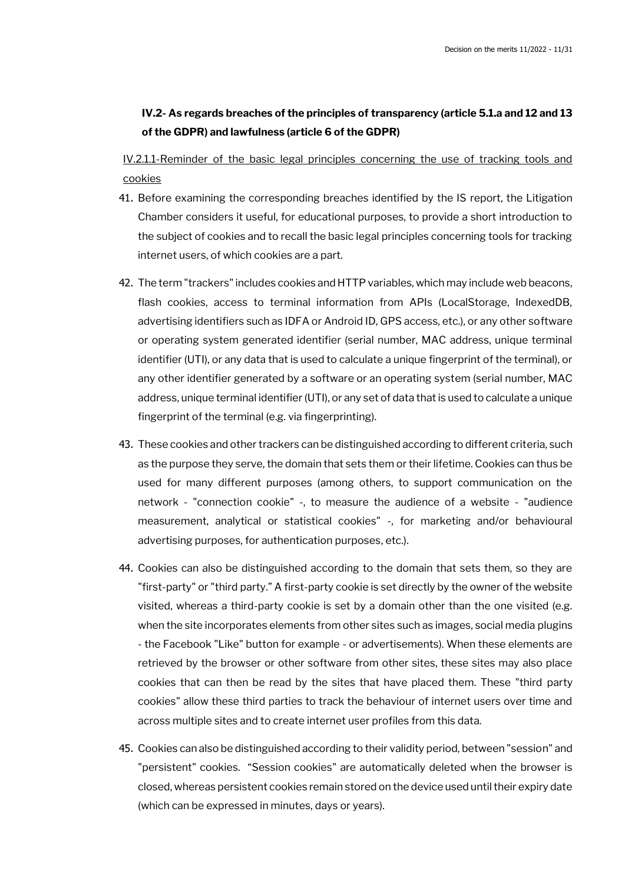### IV.2- As regards breaches of the principles of transparency (article 5.1.a and 12 and 13 of the GDPR) and lawfulness (article 6 of the GDPR)

IV.2.1.1-Reminder of the basic legal principles concerning the use of tracking tools and cookies

41. Before examining the corresponding breaches identified by the IS report, the Litigation Chamber considers it useful, for educational purposes, to provide a short introduction to the subject of cookies and to recall the basic legal principles concerning tools for tracking internet users, of which cookies are a part.

42. The term "trackers" includes cookies and HTTP variables, which may include web beacons, flash cookies, access to terminal information from APIs (LocalStorage, IndexedDB, advertising identifiers such as IDFA or Android ID, GPS access, etc.), or any other software or operating system generated identifier (serial number, MAC address, unique terminal identifier (UTI), or any data that is used to calculate a unique fingerprint of the terminal), or any other identifier generated by a software or an operating system (serial number, MAC address, unique terminal identifier (UTI), or any set of data that is used to calculate a unique fingerprint of the terminal (e.g. via fingerprinting).

43. These cookies and other trackers can be distinguished according to different criteria, such as the purpose they serve, the domain that sets them or their lifetime. Cookies can thus be used for many different purposes (among others, to support communication on the network - "connection cookie" -, to measure the audience of a website - "audience measurement, analytical or statistical cookies" -, for marketing and/or behavioural advertising purposes, for authentication purposes, etc.).

44. Cookies can also be distinguished according to the domain that sets them, so they are "first-party" or "third party." A first-party cookie is set directly by the owner of the website visited, whereas a third-party cookie is set by a domain other than the one visited (e.g. when the site incorporates elements from other sites such as images, social media plugins - the Facebook "Like" button for example - or advertisements). When these elements are retrieved by the browser or other software from other sites, these sites may also place cookies that can then be read by the sites that have placed them. These "third party cookies" allow these third parties to track the behaviour of internet users over time and across multiple sites and to create internet user profiles from this data.

45. Cookies can also be distinguished according to their validity period, between "session" and "persistent" cookies. "Session cookies" are automatically deleted when the browser is closed, whereas persistent cookies remain stored on the device used until their expiry date (which can be expressed in minutes, days or years).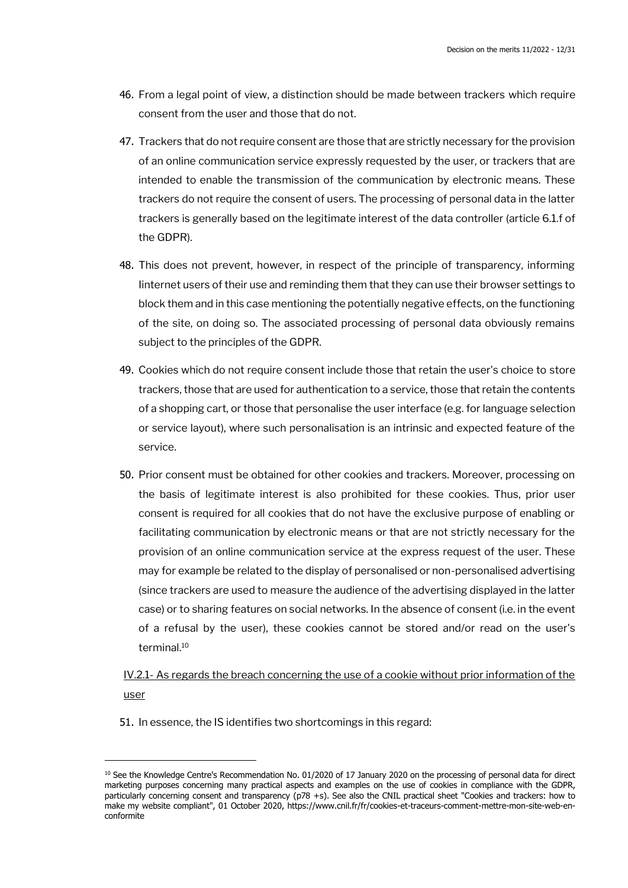46. From a legal point of view, a distinction should be made between trackers which require consent from the user and those that do not.

47. Trackers that do not require consent are those that are strictly necessary for the provision of an online communication service expressly requested by the user, or trackers that are intended to enable the transmission of the communication by electronic means. These trackers do not require the consent of users. The processing of personal data in the latter trackers is generally based on the legitimate interest of the data controller (article 6.1.f of the GDPR).

48. This does not prevent, however, in respect of the principle of transparency, informing Iinternet users of their use and reminding them that they can use their browser settings to block them and in this case mentioning the potentially negative effects, on the functioning of the site, on doing so. The associated processing of personal data obviously remains subject to the principles of the GDPR.

49. Cookies which do not require consent include those that retain the user's choice to store trackers, those that are used for authentication to a service, those that retain the contents of a shopping cart, or those that personalise the user interface (e.g. for language selection or service layout), where such personalisation is an intrinsic and expected feature of the service.

50. Prior consent must be obtained for other cookies and trackers. Moreover, processing on the basis of legitimate interest is also prohibited for these cookies. Thus, prior user consent is required for all cookies that do not have the exclusive purpose of enabling or facilitating communication by electronic means or that are not strictly necessary for the provision of an online communication service at the express request of the user. These may for example be related to the display of personalised or non-personalised advertising (since trackers are used to measure the audience of the advertising displayed in the latter case) or to sharing features on social networks. In the absence of consent (i.e. in the event of a refusal by the user), these cookies cannot be stored and/or read on the user's terminal.[10]

<u>IV.2.1- As regards the breach concerning the use of a cookie without prior information of the user</u>

51. In essence, the IS identifies two shortcomings in this regard:

---

[10] See the Knowledge Centre's Recommendation No. 01/2020 of 17 January 2020 on the processing of personal data for direct marketing purposes concerning many practical aspects and examples on the use of cookies in compliance with the GDPR, particularly concerning consent and transparency (p78 +s). See also the CNIL practical sheet "Cookies and trackers: how to make my website compliant", 01 October 2020, https://www.cnil.fr/fr/cookies-et-traceurs-comment-mettre-mon-site-web-en-conformite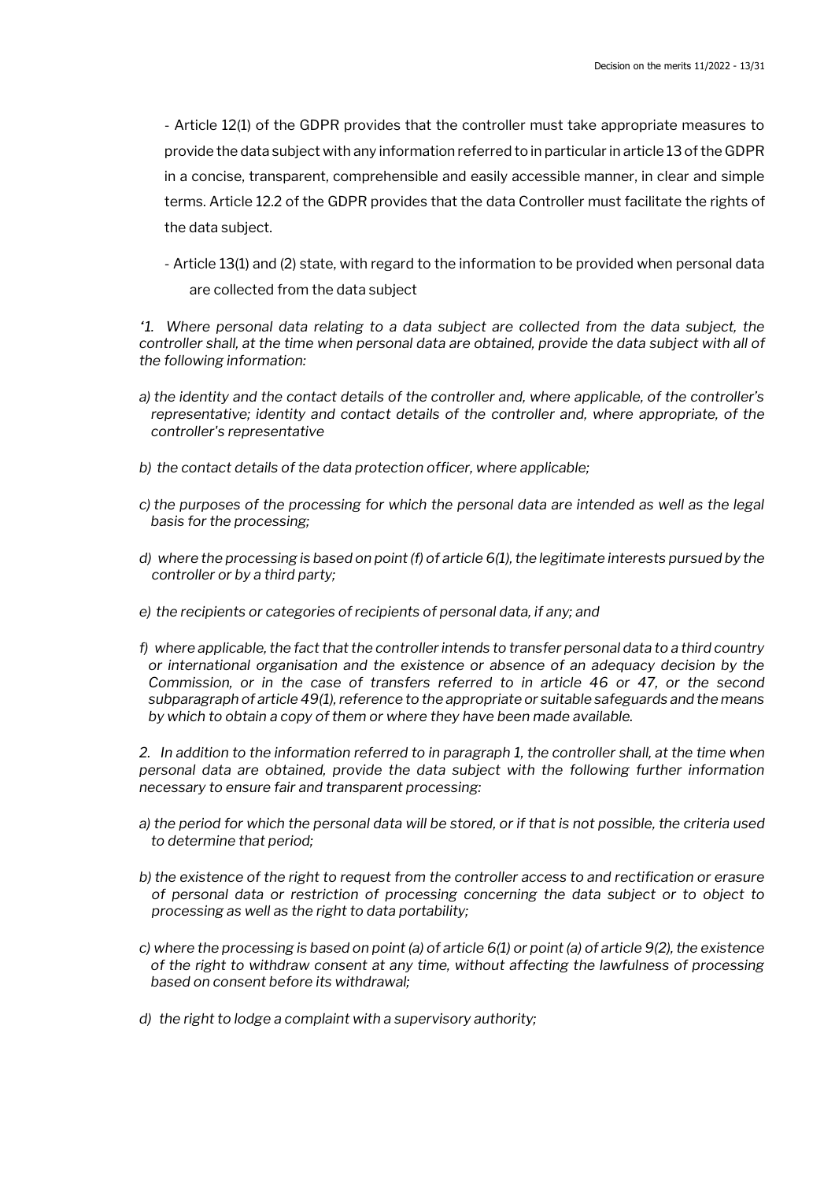- Article 12(1) of the GDPR provides that the controller must take appropriate measures to provide the data subject with any information referred to in particular in article 13 of the GDPR in a concise, transparent, comprehensible and easily accessible manner, in clear and simple terms. Article 12.2 of the GDPR provides that the data Controller must facilitate the rights of the data subject.

- Article 13(1) and (2) state, with regard to the information to be provided when personal data are collected from the data subject

*'1. Where personal data relating to a data subject are collected from the data subject, the controller shall, at the time when personal data are obtained, provide the data subject with all of the following information:*

*a) the identity and the contact details of the controller and, where applicable, of the controller's representative; identity and contact details of the controller and, where appropriate, of the controller's representative*

*b) the contact details of the data protection officer, where applicable;*

*c) the purposes of the processing for which the personal data are intended as well as the legal basis for the processing;*

*d) where the processing is based on point (f) of article 6(1), the legitimate interests pursued by the controller or by a third party;*

*e) the recipients or categories of recipients of personal data, if any; and*

*f) where applicable, the fact that the controller intends to transfer personal data to a third country or international organisation and the existence or absence of an adequacy decision by the Commission, or in the case of transfers referred to in article 46 or 47, or the second subparagraph of article 49(1), reference to the appropriate or suitable safeguards and the means by which to obtain a copy of them or where they have been made available.*

*2. In addition to the information referred to in paragraph 1, the controller shall, at the time when personal data are obtained, provide the data subject with the following further information necessary to ensure fair and transparent processing:*

*a) the period for which the personal data will be stored, or if that is not possible, the criteria used to determine that period;*

*b) the existence of the right to request from the controller access to and rectification or erasure of personal data or restriction of processing concerning the data subject or to object to processing as well as the right to data portability;*

*c) where the processing is based on point (a) of article 6(1) or point (a) of article 9(2), the existence of the right to withdraw consent at any time, without affecting the lawfulness of processing based on consent before its withdrawal;*

*d) the right to lodge a complaint with a supervisory authority;*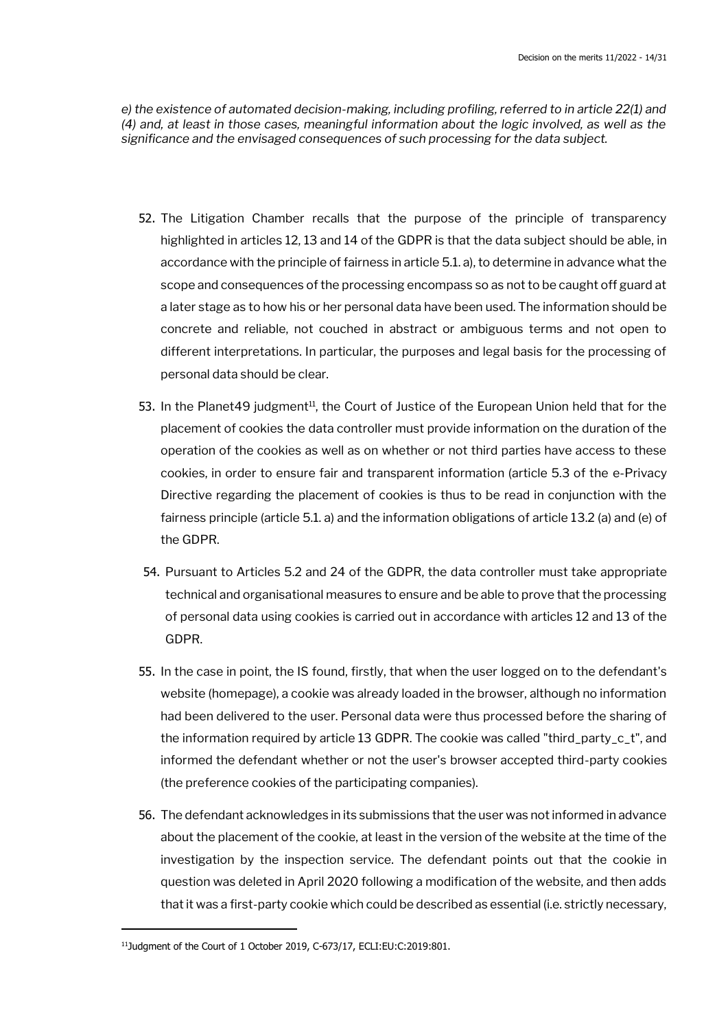*e) the existence of automated decision-making, including profiling, referred to in article 22(1) and (4) and, at least in those cases, meaningful information about the logic involved, as well as the significance and the envisaged consequences of such processing for the data subject.*

52. The Litigation Chamber recalls that the purpose of the principle of transparency highlighted in articles 12, 13 and 14 of the GDPR is that the data subject should be able, in accordance with the principle of fairness in article 5.1. a), to determine in advance what the scope and consequences of the processing encompass so as not to be caught off guard at a later stage as to how his or her personal data have been used. The information should be concrete and reliable, not couched in abstract or ambiguous terms and not open to different interpretations. In particular, the purposes and legal basis for the processing of personal data should be clear.

53. In the Planet49 judgment[11], the Court of Justice of the European Union held that for the placement of cookies the data controller must provide information on the duration of the operation of the cookies as well as on whether or not third parties have access to these cookies, in order to ensure fair and transparent information (article 5.3 of the e-Privacy Directive regarding the placement of cookies is thus to be read in conjunction with the fairness principle (article 5.1. a) and the information obligations of article 13.2 (a) and (e) of the GDPR.

54. Pursuant to Articles 5.2 and 24 of the GDPR, the data controller must take appropriate technical and organisational measures to ensure and be able to prove that the processing of personal data using cookies is carried out in accordance with articles 12 and 13 of the GDPR.

55. In the case in point, the IS found, firstly, that when the user logged on to the defendant's website (homepage), a cookie was already loaded in the browser, although no information had been delivered to the user. Personal data were thus processed before the sharing of the information required by article 13 GDPR. The cookie was called "third_party_c_t", and informed the defendant whether or not the user's browser accepted third-party cookies (the preference cookies of the participating companies).

56. The defendant acknowledges in its submissions that the user was not informed in advance about the placement of the cookie, at least in the version of the website at the time of the investigation by the inspection service. The defendant points out that the cookie in question was deleted in April 2020 following a modification of the website, and then adds that it was a first-party cookie which could be described as essential (i.e. strictly necessary,

[11] Judgment of the Court of 1 October 2019, C-673/17, ECLI:EU:C:2019:801.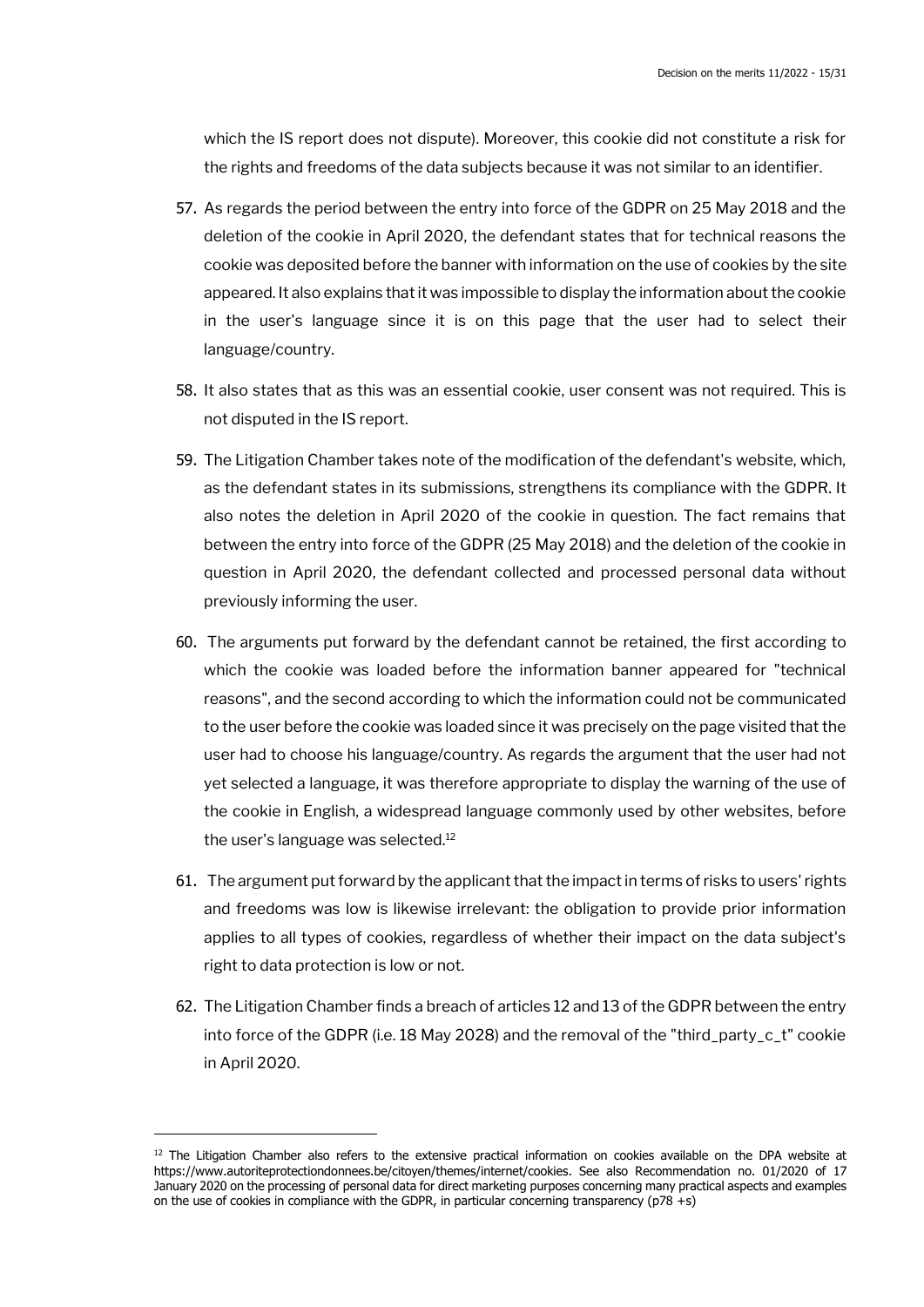which the IS report does not dispute). Moreover, this cookie did not constitute a risk for the rights and freedoms of the data subjects because it was not similar to an identifier.

57. As regards the period between the entry into force of the GDPR on 25 May 2018 and the deletion of the cookie in April 2020, the defendant states that for technical reasons the cookie was deposited before the banner with information on the use of cookies by the site appeared. It also explains that it was impossible to display the information about the cookie in the user's language since it is on this page that the user had to select their language/country.

58. It also states that as this was an essential cookie, user consent was not required. This is not disputed in the IS report.

59. The Litigation Chamber takes note of the modification of the defendant's website, which, as the defendant states in its submissions, strengthens its compliance with the GDPR. It also notes the deletion in April 2020 of the cookie in question. The fact remains that between the entry into force of the GDPR (25 May 2018) and the deletion of the cookie in question in April 2020, the defendant collected and processed personal data without previously informing the user.

60. The arguments put forward by the defendant cannot be retained, the first according to which the cookie was loaded before the information banner appeared for "technical reasons", and the second according to which the information could not be communicated to the user before the cookie was loaded since it was precisely on the page visited that the user had to choose his language/country. As regards the argument that the user had not yet selected a language, it was therefore appropriate to display the warning of the use of the cookie in English, a widespread language commonly used by other websites, before the user's language was selected.[12]

61. The argument put forward by the applicant that the impact in terms of risks to users' rights and freedoms was low is likewise irrelevant: the obligation to provide prior information applies to all types of cookies, regardless of whether their impact on the data subject's right to data protection is low or not.

62. The Litigation Chamber finds a breach of articles 12 and 13 of the GDPR between the entry into force of the GDPR (i.e. 18 May 2028) and the removal of the "third_party_c_t" cookie in April 2020.

---

[12] The Litigation Chamber also refers to the extensive practical information on cookies available on the DPA website at https://www.autoriteprotectiondonnees.be/citoyen/themes/internet/cookies. See also Recommendation no. 01/2020 of 17 January 2020 on the processing of personal data for direct marketing purposes concerning many practical aspects and examples on the use of cookies in compliance with the GDPR, in particular concerning transparency (p78 +s)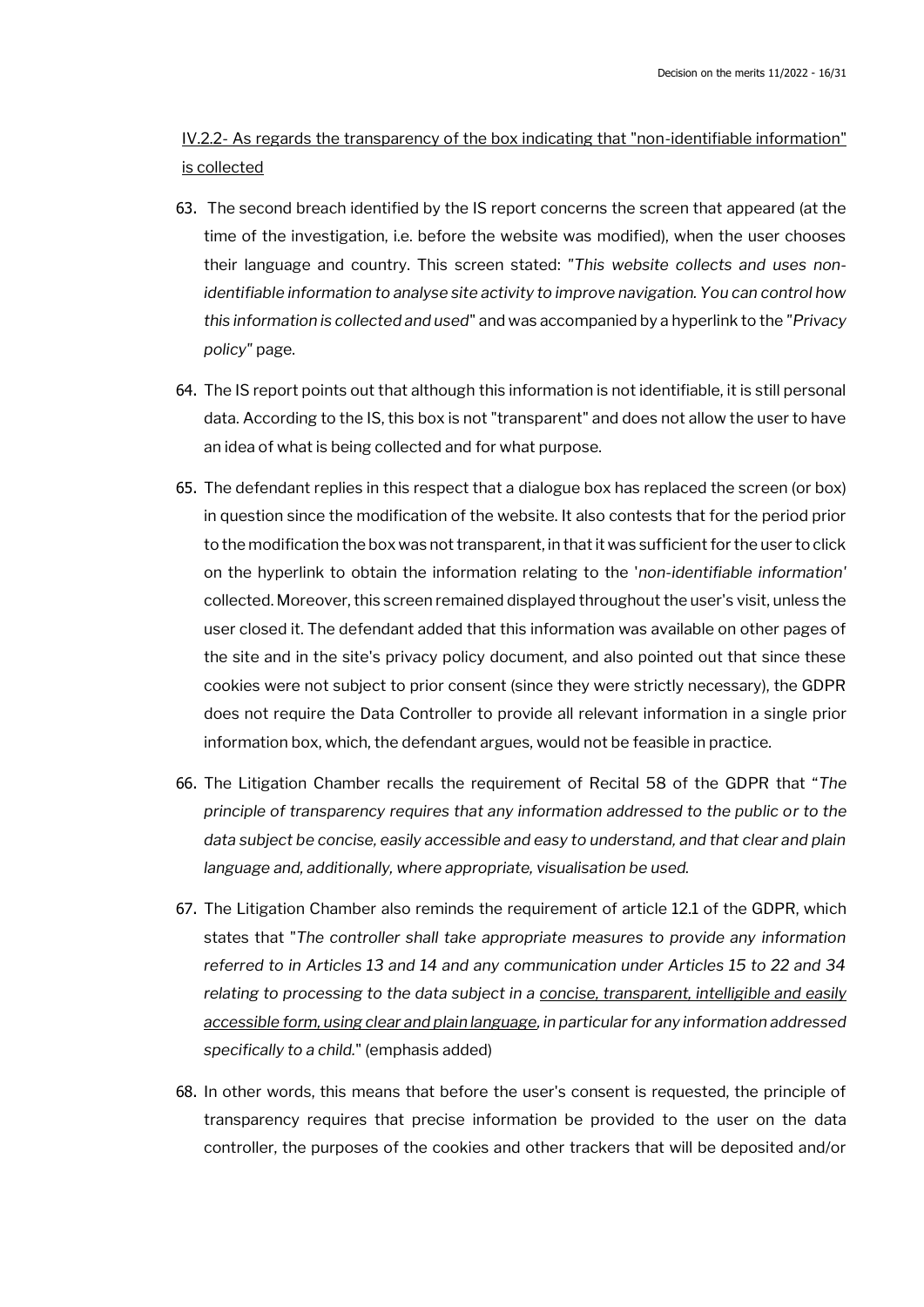<u>IV.2.2- As regards the transparency of the box indicating that "non-identifiable information" is collected</u>

63. The second breach identified by the IS report concerns the screen that appeared (at the time of the investigation, i.e. before the website was modified), when the user chooses their language and country. This screen stated: "*This website collects and uses non-identifiable information to analyse site activity to improve navigation. You can control how this information is collected and used*" and was accompanied by a hyperlink to the "*Privacy policy*" page.

64. The IS report points out that although this information is not identifiable, it is still personal data. According to the IS, this box is not "transparent" and does not allow the user to have an idea of what is being collected and for what purpose.

65. The defendant replies in this respect that a dialogue box has replaced the screen (or box) in question since the modification of the website. It also contests that for the period prior to the modification the box was not transparent, in that it was sufficient for the user to click on the hyperlink to obtain the information relating to the '*non-identifiable information*' collected. Moreover, this screen remained displayed throughout the user's visit, unless the user closed it. The defendant added that this information was available on other pages of the site and in the site's privacy policy document, and also pointed out that since these cookies were not subject to prior consent (since they were strictly necessary), the GDPR does not require the Data Controller to provide all relevant information in a single prior information box, which, the defendant argues, would not be feasible in practice.

66. The Litigation Chamber recalls the requirement of Recital 58 of the GDPR that "*The principle of transparency requires that any information addressed to the public or to the data subject be concise, easily accessible and easy to understand, and that clear and plain language and, additionally, where appropriate, visualisation be used.*

67. The Litigation Chamber also reminds the requirement of article 12.1 of the GDPR, which states that "*The controller shall take appropriate measures to provide any information referred to in Articles 13 and 14 and any communication under Articles 15 to 22 and 34 relating to processing to the data subject in a <u>concise, transparent, intelligible and easily accessible form, using clear and plain language</u>, in particular for any information addressed specifically to a child.*" (emphasis added)

68. In other words, this means that before the user's consent is requested, the principle of transparency requires that precise information be provided to the user on the data controller, the purposes of the cookies and other trackers that will be deposited and/or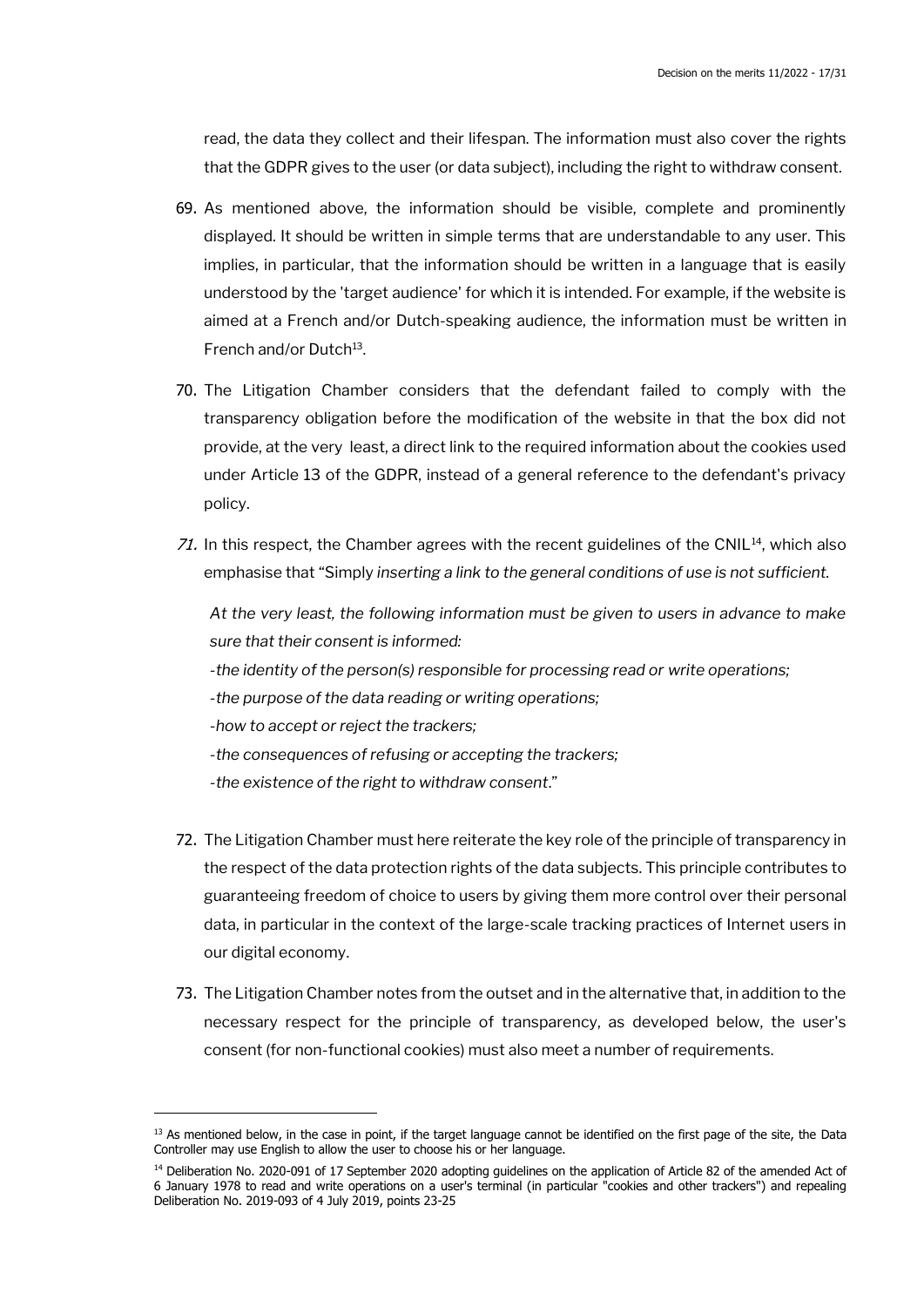read, the data they collect and their lifespan. The information must also cover the rights that the GDPR gives to the user (or data subject), including the right to withdraw consent.

69. As mentioned above, the information should be visible, complete and prominently displayed. It should be written in simple terms that are understandable to any user. This implies, in particular, that the information should be written in a language that is easily understood by the 'target audience' for which it is intended. For example, if the website is aimed at a French and/or Dutch-speaking audience, the information must be written in French and/or Dutch[13].

70. The Litigation Chamber considers that the defendant failed to comply with the transparency obligation before the modification of the website in that the box did not provide, at the very least, a direct link to the required information about the cookies used under Article 13 of the GDPR, instead of a general reference to the defendant's privacy policy.

*71.* In this respect, the Chamber agrees with the recent guidelines of the CNIL[14], which also emphasise that "Simply *inserting a link to the general conditions of use is not sufficient.*

 *At the very least, the following information must be given to users in advance to make sure that their consent is informed:*

 *-the identity of the person(s) responsible for processing read or write operations;*

 *-the purpose of the data reading or writing operations;*

 *-how to accept or reject the trackers;*

 *-the consequences of refusing or accepting the trackers;*

 *-the existence of the right to withdraw consent*."

72. The Litigation Chamber must here reiterate the key role of the principle of transparency in the respect of the data protection rights of the data subjects. This principle contributes to guaranteeing freedom of choice to users by giving them more control over their personal data, in particular in the context of the large-scale tracking practices of Internet users in our digital economy.

73. The Litigation Chamber notes from the outset and in the alternative that, in addition to the necessary respect for the principle of transparency, as developed below, the user's consent (for non-functional cookies) must also meet a number of requirements.

---

[13] As mentioned below, in the case in point, if the target language cannot be identified on the first page of the site, the Data Controller may use English to allow the user to choose his or her language.

[14] Deliberation No. 2020-091 of 17 September 2020 adopting guidelines on the application of Article 82 of the amended Act of 6 January 1978 to read and write operations on a user's terminal (in particular "cookies and other trackers") and repealing Deliberation No. 2019-093 of 4 July 2019, points 23-25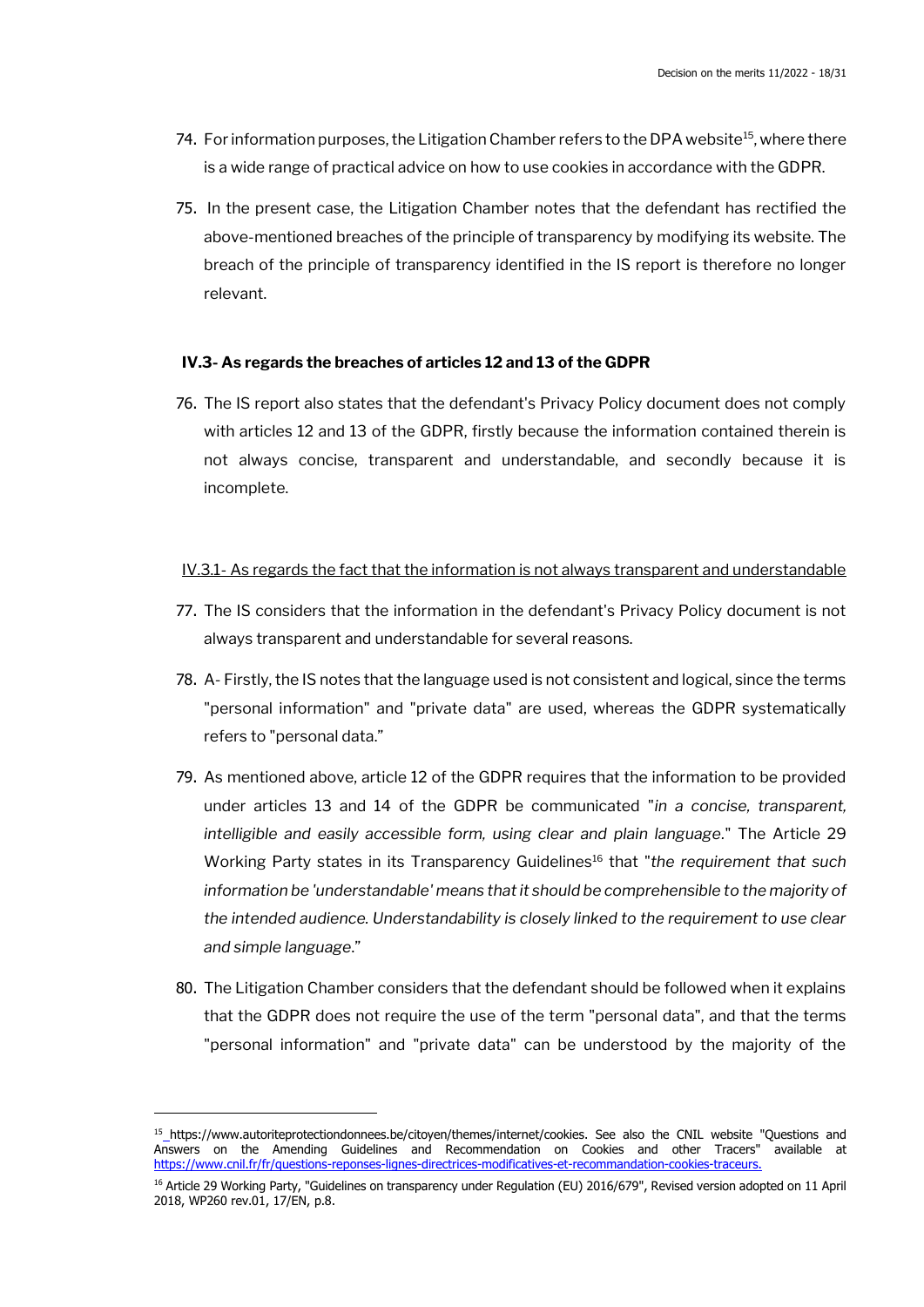74. For information purposes, the Litigation Chamber refers to the DPA website[15], where there is a wide range of practical advice on how to use cookies in accordance with the GDPR.

75. In the present case, the Litigation Chamber notes that the defendant has rectified the above-mentioned breaches of the principle of transparency by modifying its website. The breach of the principle of transparency identified in the IS report is therefore no longer relevant.

### IV.3- As regards the breaches of articles 12 and 13 of the GDPR

76. The IS report also states that the defendant's Privacy Policy document does not comply with articles 12 and 13 of the GDPR, firstly because the information contained therein is not always concise, transparent and understandable, and secondly because it is incomplete.

#### IV.3.1- As regards the fact that the information is not always transparent and understandable

77. The IS considers that the information in the defendant's Privacy Policy document is not always transparent and understandable for several reasons.

78. A- Firstly, the IS notes that the language used is not consistent and logical, since the terms "personal information" and "private data" are used, whereas the GDPR systematically refers to "personal data."

79. As mentioned above, article 12 of the GDPR requires that the information to be provided under articles 13 and 14 of the GDPR be communicated "*in a concise, transparent, intelligible and easily accessible form, using clear and plain language*." The Article 29 Working Party states in its Transparency Guidelines[16] that "*the requirement that such information be 'understandable' means that it should be comprehensible to the majority of the intended audience. Understandability is closely linked to the requirement to use clear and simple language*."

80. The Litigation Chamber considers that the defendant should be followed when it explains that the GDPR does not require the use of the term "personal data", and that the terms "personal information" and "private data" can be understood by the majority of the

---

[15] https://www.autoriteprotectiondonnees.be/citoyen/themes/internet/cookies. See also the CNIL website "Questions and Answers on the Amending Guidelines and Recommendation on Cookies and other Tracers" available at https://www.cnil.fr/fr/questions-reponses-lignes-directrices-modificatives-et-recommandation-cookies-traceurs.

[16] Article 29 Working Party, "Guidelines on transparency under Regulation (EU) 2016/679", Revised version adopted on 11 April 2018, WP260 rev.01, 17/EN, p.8.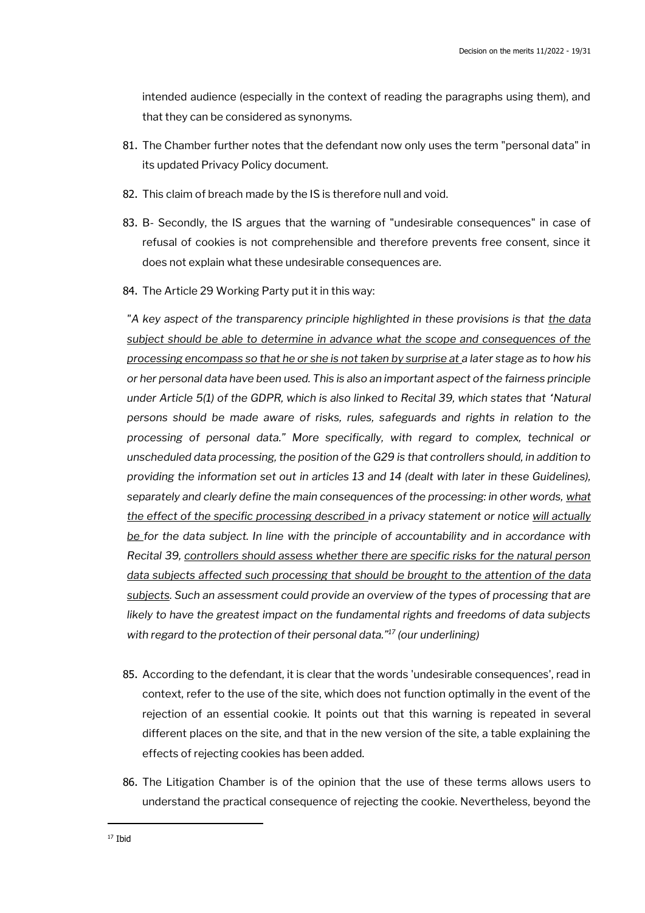intended audience (especially in the context of reading the paragraphs using them), and that they can be considered as synonyms.

81. The Chamber further notes that the defendant now only uses the term "personal data" in its updated Privacy Policy document.

82. This claim of breach made by the IS is therefore null and void.

83. B- Secondly, the IS argues that the warning of "undesirable consequences" in case of refusal of cookies is not comprehensible and therefore prevents free consent, since it does not explain what these undesirable consequences are.

84. The Article 29 Working Party put it in this way:

"*A key aspect of the transparency principle highlighted in these provisions is that <u>the data subject should be able to determine in advance what the scope and consequences of the processing encompass so that he or she is not taken by surprise at</u> a later stage as to how his or her personal data have been used. This is also an important aspect of the fairness principle under Article 5(1) of the GDPR, which is also linked to Recital 39, which states that 'Natural persons should be made aware of risks, rules, safeguards and rights in relation to the processing of personal data." More specifically, with regard to complex, technical or unscheduled data processing, the position of the G29 is that controllers should, in addition to providing the information set out in articles 13 and 14 (dealt with later in these Guidelines), separately and clearly define the main consequences of the processing: in other words, <u>what the effect of the specific processing described</u> in a privacy statement or notice <u>will actually be</u> for the data subject. In line with the principle of accountability and in accordance with Recital 39, <u>controllers should assess whether there are specific risks for the natural person data subjects affected such processing that should be brought to the attention of the data subjects</u>. Such an assessment could provide an overview of the types of processing that are likely to have the greatest impact on the fundamental rights and freedoms of data subjects with regard to the protection of their personal data."[17] (our underlining)*

85. According to the defendant, it is clear that the words 'undesirable consequences', read in context, refer to the use of the site, which does not function optimally in the event of the rejection of an essential cookie. It points out that this warning is repeated in several different places on the site, and that in the new version of the site, a table explaining the effects of rejecting cookies has been added.

86. The Litigation Chamber is of the opinion that the use of these terms allows users to understand the practical consequence of rejecting the cookie. Nevertheless, beyond the

[17] Ibid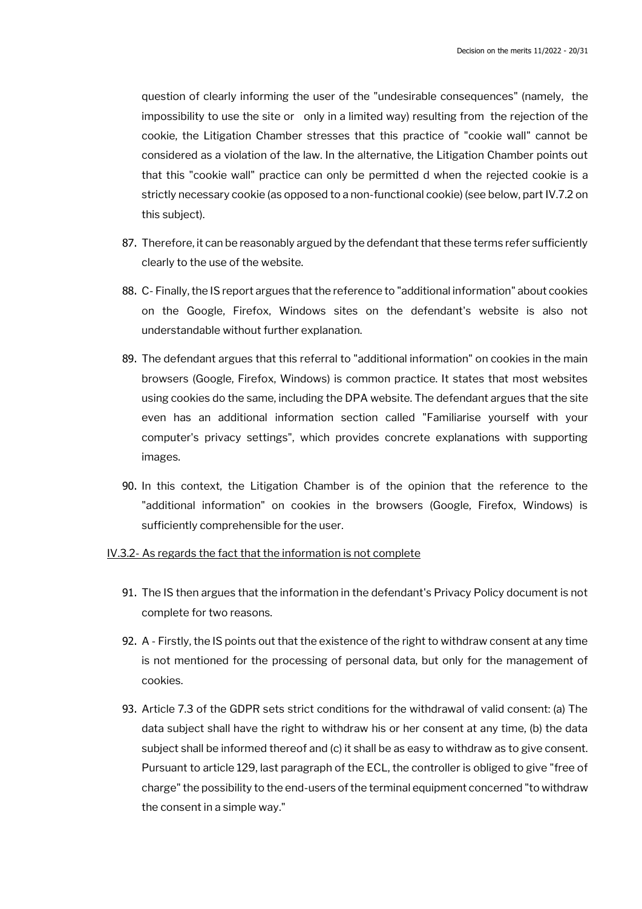question of clearly informing the user of the "undesirable consequences" (namely, the impossibility to use the site or only in a limited way) resulting from the rejection of the cookie, the Litigation Chamber stresses that this practice of "cookie wall" cannot be considered as a violation of the law. In the alternative, the Litigation Chamber points out that this "cookie wall" practice can only be permitted d when the rejected cookie is a strictly necessary cookie (as opposed to a non-functional cookie) (see below, part IV.7.2 on this subject).

87. Therefore, it can be reasonably argued by the defendant that these terms refer sufficiently clearly to the use of the website.

88. C- Finally, the IS report argues that the reference to "additional information" about cookies on the Google, Firefox, Windows sites on the defendant's website is also not understandable without further explanation.

89. The defendant argues that this referral to "additional information" on cookies in the main browsers (Google, Firefox, Windows) is common practice. It states that most websites using cookies do the same, including the DPA website. The defendant argues that the site even has an additional information section called "Familiarise yourself with your computer's privacy settings", which provides concrete explanations with supporting images.

90. In this context, the Litigation Chamber is of the opinion that the reference to the "additional information" on cookies in the browsers (Google, Firefox, Windows) is sufficiently comprehensible for the user.

<u>IV.3.2- As regards the fact that the information is not complete</u>

91. The IS then argues that the information in the defendant's Privacy Policy document is not complete for two reasons.

92. A - Firstly, the IS points out that the existence of the right to withdraw consent at any time is not mentioned for the processing of personal data, but only for the management of cookies.

93. Article 7.3 of the GDPR sets strict conditions for the withdrawal of valid consent: (a) The data subject shall have the right to withdraw his or her consent at any time, (b) the data subject shall be informed thereof and (c) it shall be as easy to withdraw as to give consent. Pursuant to article 129, last paragraph of the ECL, the controller is obliged to give "free of charge" the possibility to the end-users of the terminal equipment concerned "to withdraw the consent in a simple way."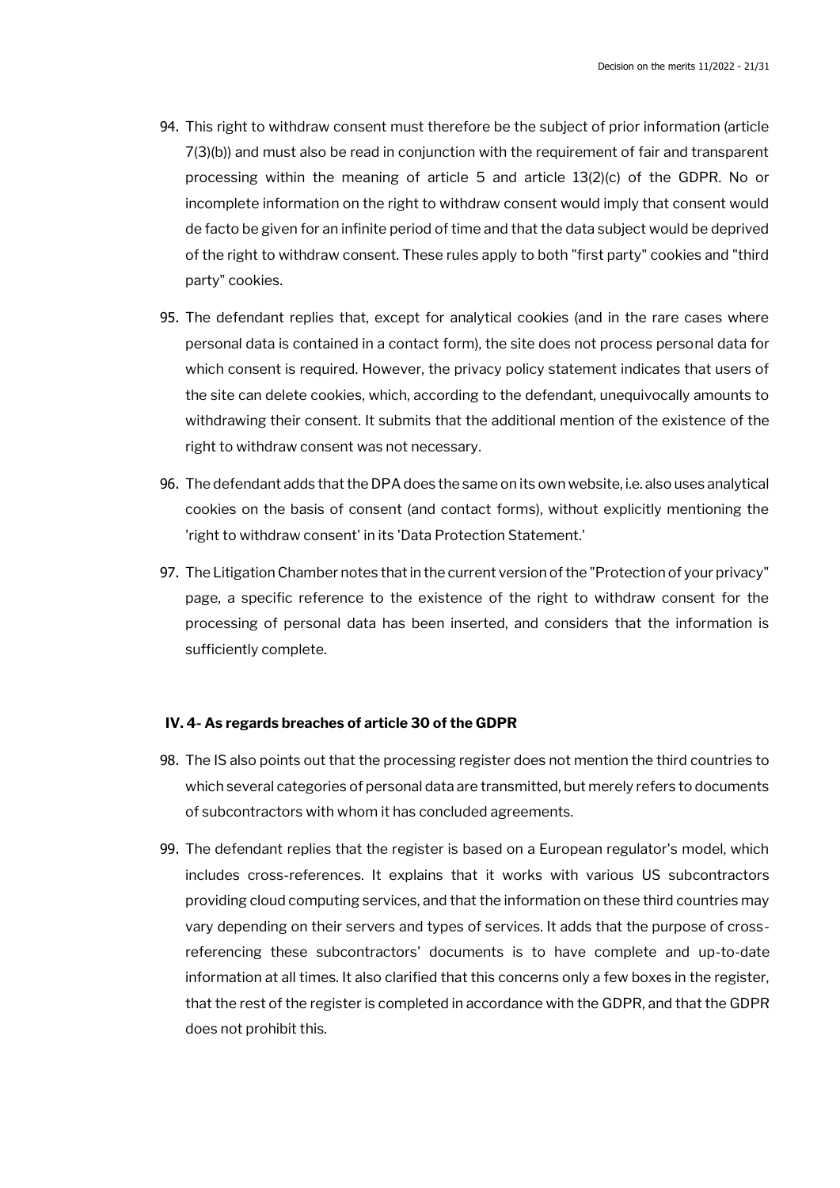94. This right to withdraw consent must therefore be the subject of prior information (article 7(3)(b)) and must also be read in conjunction with the requirement of fair and transparent processing within the meaning of article 5 and article 13(2)(c) of the GDPR. No or incomplete information on the right to withdraw consent would imply that consent would de facto be given for an infinite period of time and that the data subject would be deprived of the right to withdraw consent. These rules apply to both "first party" cookies and "third party" cookies.

95. The defendant replies that, except for analytical cookies (and in the rare cases where personal data is contained in a contact form), the site does not process personal data for which consent is required. However, the privacy policy statement indicates that users of the site can delete cookies, which, according to the defendant, unequivocally amounts to withdrawing their consent. It submits that the additional mention of the existence of the right to withdraw consent was not necessary.

96. The defendant adds that the DPA does the same on its own website, i.e. also uses analytical cookies on the basis of consent (and contact forms), without explicitly mentioning the 'right to withdraw consent' in its 'Data Protection Statement.'

97. The Litigation Chamber notes that in the current version of the "Protection of your privacy" page, a specific reference to the existence of the right to withdraw consent for the processing of personal data has been inserted, and considers that the information is sufficiently complete.

### IV. 4- As regards breaches of article 30 of the GDPR

98. The IS also points out that the processing register does not mention the third countries to which several categories of personal data are transmitted, but merely refers to documents of subcontractors with whom it has concluded agreements.

99. The defendant replies that the register is based on a European regulator's model, which includes cross-references. It explains that it works with various US subcontractors providing cloud computing services, and that the information on these third countries may vary depending on their servers and types of services. It adds that the purpose of cross-referencing these subcontractors' documents is to have complete and up-to-date information at all times. It also clarified that this concerns only a few boxes in the register, that the rest of the register is completed in accordance with the GDPR, and that the GDPR does not prohibit this.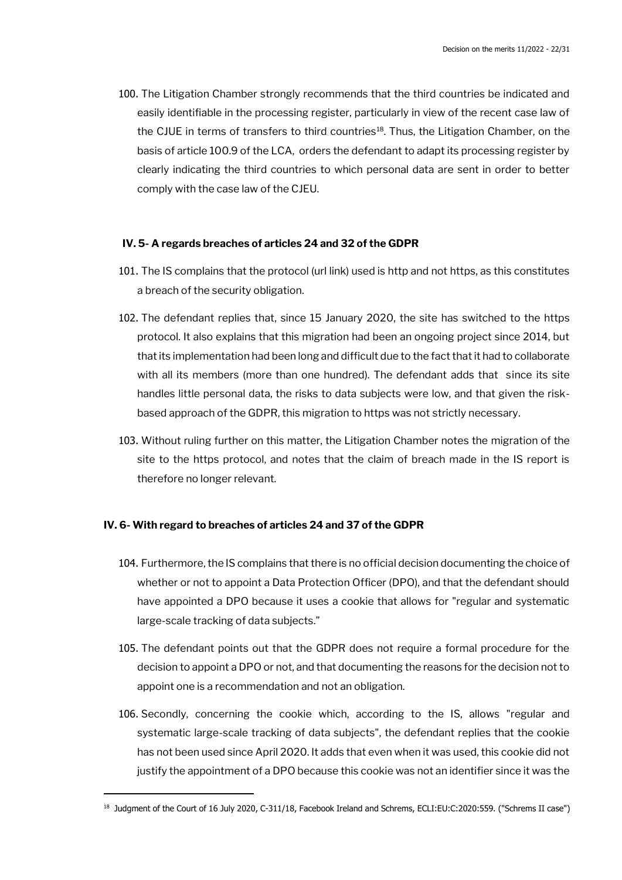100. The Litigation Chamber strongly recommends that the third countries be indicated and easily identifiable in the processing register, particularly in view of the recent case law of the CJUE in terms of transfers to third countries[18]. Thus, the Litigation Chamber, on the basis of article 100.9 of the LCA, orders the defendant to adapt its processing register by clearly indicating the third countries to which personal data are sent in order to better comply with the case law of the CJEU.

### IV. 5- A regards breaches of articles 24 and 32 of the GDPR

101. The IS complains that the protocol (url link) used is http and not https, as this constitutes a breach of the security obligation.

102. The defendant replies that, since 15 January 2020, the site has switched to the https protocol. It also explains that this migration had been an ongoing project since 2014, but that its implementation had been long and difficult due to the fact that it had to collaborate with all its members (more than one hundred). The defendant adds that since its site handles little personal data, the risks to data subjects were low, and that given the risk-based approach of the GDPR, this migration to https was not strictly necessary.

103. Without ruling further on this matter, the Litigation Chamber notes the migration of the site to the https protocol, and notes that the claim of breach made in the IS report is therefore no longer relevant.

### IV. 6- With regard to breaches of articles 24 and 37 of the GDPR

104. Furthermore, the IS complains that there is no official decision documenting the choice of whether or not to appoint a Data Protection Officer (DPO), and that the defendant should have appointed a DPO because it uses a cookie that allows for "regular and systematic large-scale tracking of data subjects."

105. The defendant points out that the GDPR does not require a formal procedure for the decision to appoint a DPO or not, and that documenting the reasons for the decision not to appoint one is a recommendation and not an obligation.

106. Secondly, concerning the cookie which, according to the IS, allows "regular and systematic large-scale tracking of data subjects", the defendant replies that the cookie has not been used since April 2020. It adds that even when it was used, this cookie did not justify the appointment of a DPO because this cookie was not an identifier since it was the

---

[18] Judgment of the Court of 16 July 2020, C-311/18, Facebook Ireland and Schrems, ECLI:EU:C:2020:559. ("Schrems II case")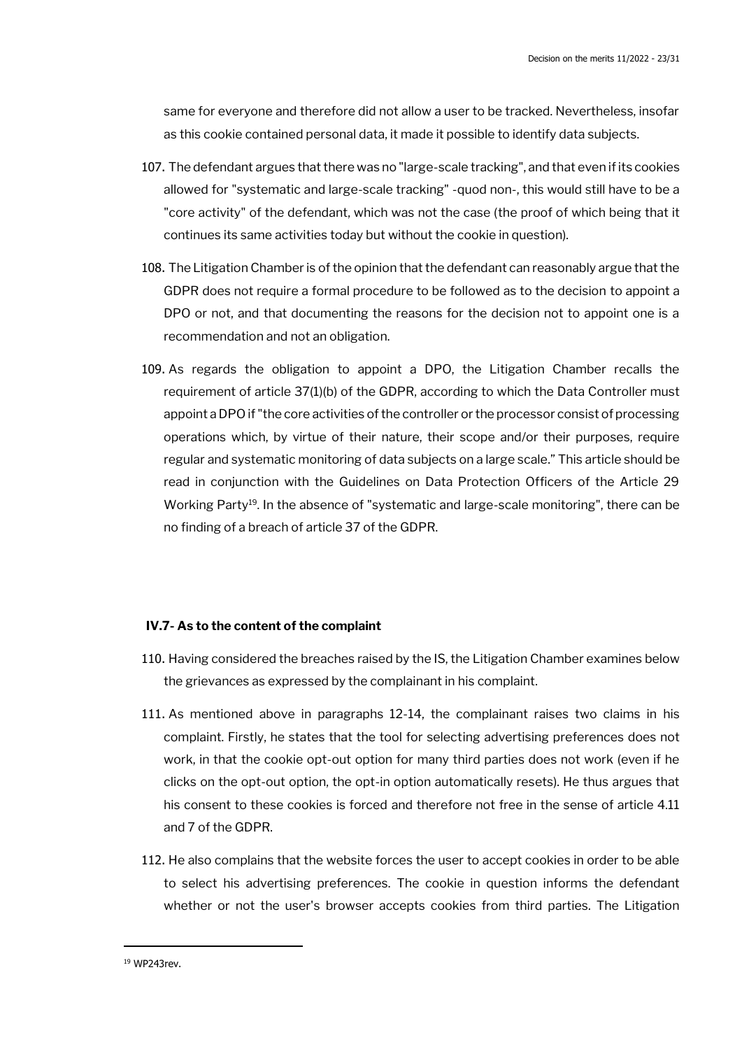same for everyone and therefore did not allow a user to be tracked. Nevertheless, insofar as this cookie contained personal data, it made it possible to identify data subjects.

107. The defendant argues that there was no "large-scale tracking", and that even if its cookies allowed for "systematic and large-scale tracking" -quod non-, this would still have to be a "core activity" of the defendant, which was not the case (the proof of which being that it continues its same activities today but without the cookie in question).

108. The Litigation Chamber is of the opinion that the defendant can reasonably argue that the GDPR does not require a formal procedure to be followed as to the decision to appoint a DPO or not, and that documenting the reasons for the decision not to appoint one is a recommendation and not an obligation.

109. As regards the obligation to appoint a DPO, the Litigation Chamber recalls the requirement of article 37(1)(b) of the GDPR, according to which the Data Controller must appoint a DPO if "the core activities of the controller or the processor consist of processing operations which, by virtue of their nature, their scope and/or their purposes, require regular and systematic monitoring of data subjects on a large scale." This article should be read in conjunction with the Guidelines on Data Protection Officers of the Article 29 Working Party[19]. In the absence of "systematic and large-scale monitoring", there can be no finding of a breach of article 37 of the GDPR.

### IV.7- As to the content of the complaint

110. Having considered the breaches raised by the IS, the Litigation Chamber examines below the grievances as expressed by the complainant in his complaint.

111. As mentioned above in paragraphs 12-14, the complainant raises two claims in his complaint. Firstly, he states that the tool for selecting advertising preferences does not work, in that the cookie opt-out option for many third parties does not work (even if he clicks on the opt-out option, the opt-in option automatically resets). He thus argues that his consent to these cookies is forced and therefore not free in the sense of article 4.11 and 7 of the GDPR.

112. He also complains that the website forces the user to accept cookies in order to be able to select his advertising preferences. The cookie in question informs the defendant whether or not the user's browser accepts cookies from third parties. The Litigation

[19] WP243rev.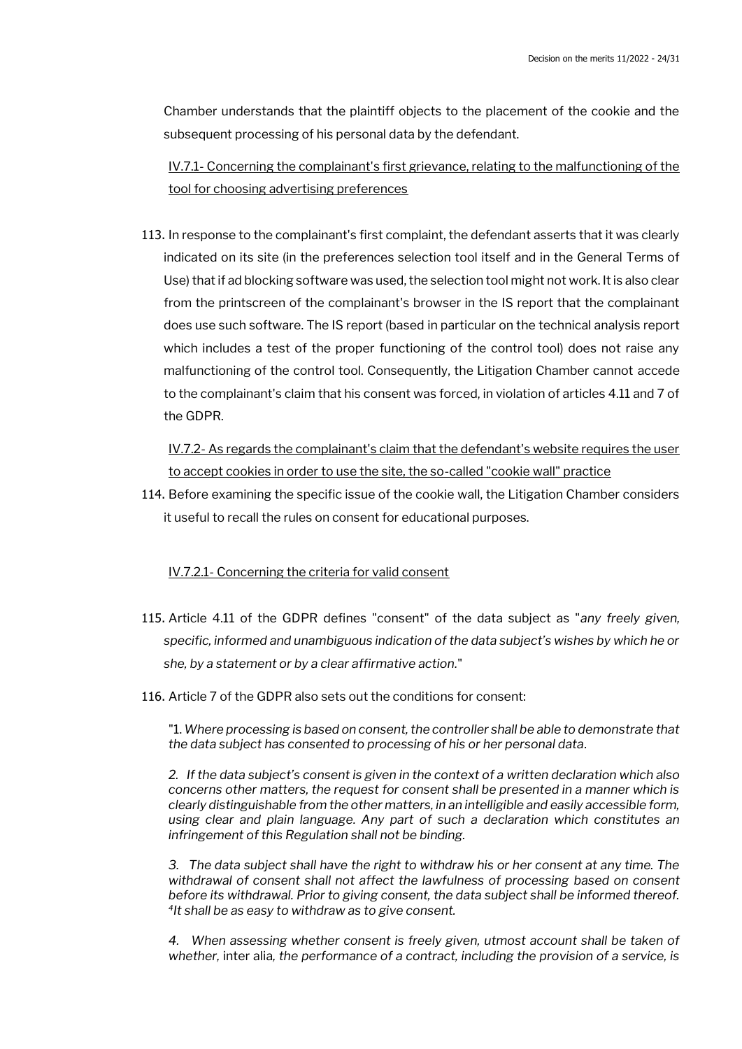Chamber understands that the plaintiff objects to the placement of the cookie and the subsequent processing of his personal data by the defendant.

IV.7.1- Concerning the complainant's first grievance, relating to the malfunctioning of the tool for choosing advertising preferences

113. In response to the complainant's first complaint, the defendant asserts that it was clearly indicated on its site (in the preferences selection tool itself and in the General Terms of Use) that if ad blocking software was used, the selection tool might not work. It is also clear from the printscreen of the complainant's browser in the IS report that the complainant does use such software. The IS report (based in particular on the technical analysis report which includes a test of the proper functioning of the control tool) does not raise any malfunctioning of the control tool. Consequently, the Litigation Chamber cannot accede to the complainant's claim that his consent was forced, in violation of articles 4.11 and 7 of the GDPR.

IV.7.2- As regards the complainant's claim that the defendant's website requires the user to accept cookies in order to use the site, the so-called "cookie wall" practice

114. Before examining the specific issue of the cookie wall, the Litigation Chamber considers it useful to recall the rules on consent for educational purposes.

IV.7.2.1- Concerning the criteria for valid consent

115. Article 4.11 of the GDPR defines "consent" of the data subject as "*any freely given, specific, informed and unambiguous indication of the data subject's wishes by which he or she, by a statement or by a clear affirmative action.*"

116. Article 7 of the GDPR also sets out the conditions for consent:

> "1. *Where processing is based on consent, the controller shall be able to demonstrate that the data subject has consented to processing of his or her personal data.*
>
> *2. If the data subject's consent is given in the context of a written declaration which also concerns other matters, the request for consent shall be presented in a manner which is clearly distinguishable from the other matters, in an intelligible and easily accessible form, using clear and plain language. Any part of such a declaration which constitutes an infringement of this Regulation shall not be binding.*
>
> *3. The data subject shall have the right to withdraw his or her consent at any time. The withdrawal of consent shall not affect the lawfulness of processing based on consent before its withdrawal. Prior to giving consent, the data subject shall be informed thereof. [4]It shall be as easy to withdraw as to give consent.*
>
> *4. When assessing whether consent is freely given, utmost account shall be taken of whether,* inter alia*, the performance of a contract, including the provision of a service, is*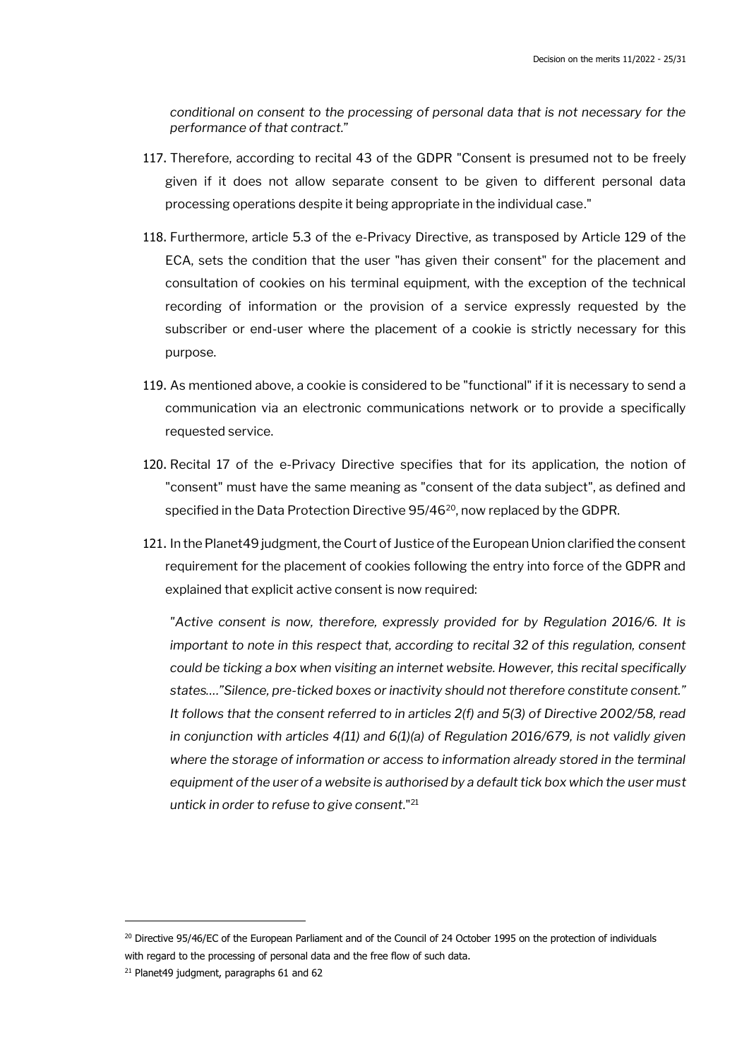*conditional on consent to the processing of personal data that is not necessary for the performance of that contract."*

117. Therefore, according to recital 43 of the GDPR "Consent is presumed not to be freely given if it does not allow separate consent to be given to different personal data processing operations despite it being appropriate in the individual case."

118. Furthermore, article 5.3 of the e-Privacy Directive, as transposed by Article 129 of the ECA, sets the condition that the user "has given their consent" for the placement and consultation of cookies on his terminal equipment, with the exception of the technical recording of information or the provision of a service expressly requested by the subscriber or end-user where the placement of a cookie is strictly necessary for this purpose.

119. As mentioned above, a cookie is considered to be "functional" if it is necessary to send a communication via an electronic communications network or to provide a specifically requested service.

120. Recital 17 of the e-Privacy Directive specifies that for its application, the notion of "consent" must have the same meaning as "consent of the data subject", as defined and specified in the Data Protection Directive 95/46[20], now replaced by the GDPR.

121. In the Planet49 judgment, the Court of Justice of the European Union clarified the consent requirement for the placement of cookies following the entry into force of the GDPR and explained that explicit active consent is now required:

   *"Active consent is now, therefore, expressly provided for by Regulation 2016/6. It is important to note in this respect that, according to recital 32 of this regulation, consent could be ticking a box when visiting an internet website. However, this recital specifically states...."Silence, pre-ticked boxes or inactivity should not therefore constitute consent." It follows that the consent referred to in articles 2(f) and 5(3) of Directive 2002/58, read in conjunction with articles 4(11) and 6(1)(a) of Regulation 2016/679, is not validly given where the storage of information or access to information already stored in the terminal equipment of the user of a website is authorised by a default tick box which the user must untick in order to refuse to give consent."*[21]

---

[20] Directive 95/46/EC of the European Parliament and of the Council of 24 October 1995 on the protection of individuals with regard to the processing of personal data and the free flow of such data.

[21] Planet49 judgment, paragraphs 61 and 62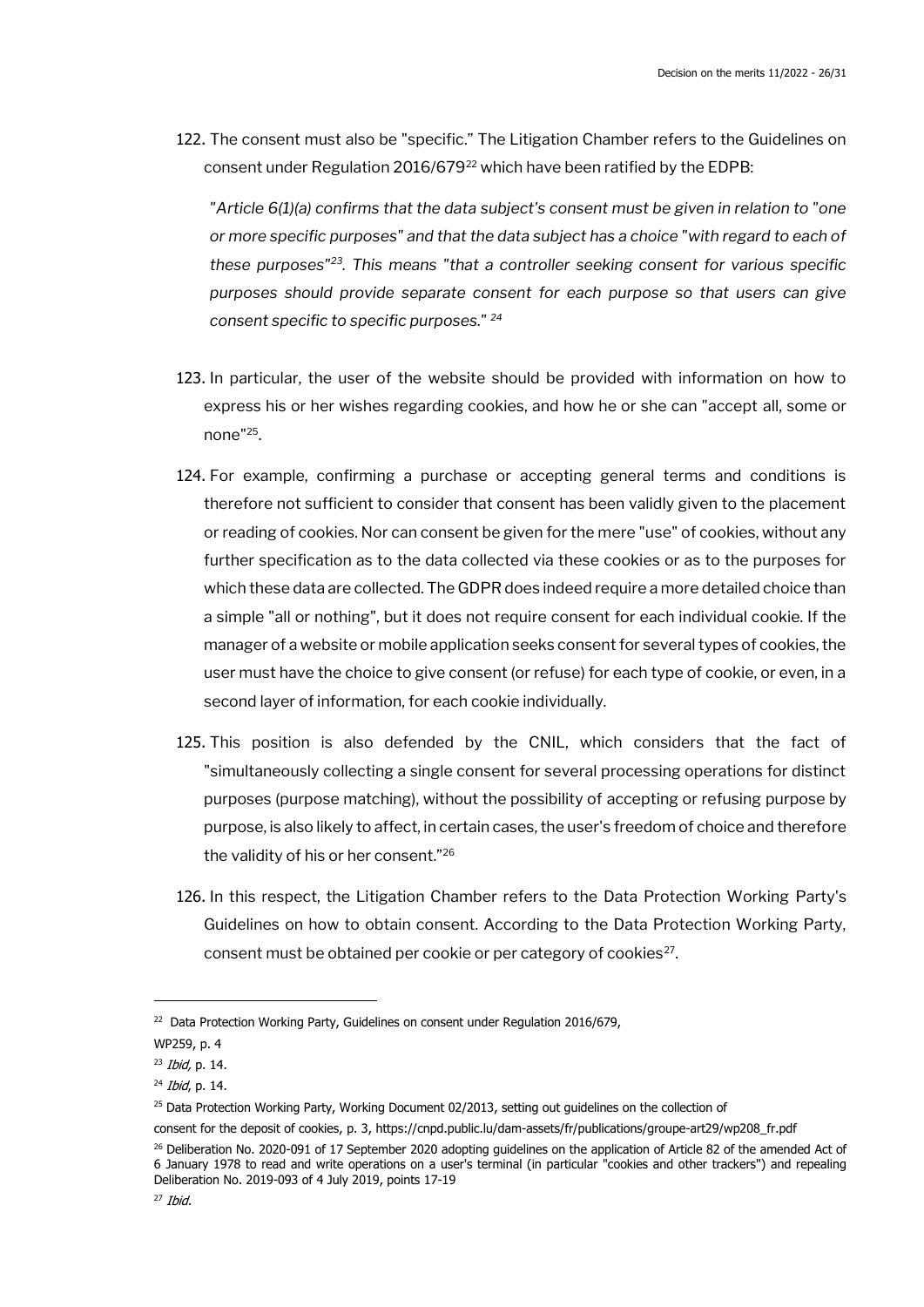122. The consent must also be "specific." The Litigation Chamber refers to the Guidelines on consent under Regulation 2016/679[22] which have been ratified by the EDPB:

   "*Article 6(1)(a) confirms that the data subject's consent must be given in relation to "one or more specific purposes" and that the data subject has a choice "with regard to each of these purposes"*[23]*. This means "that a controller seeking consent for various specific purposes should provide separate consent for each purpose so that users can give consent specific to specific purposes."* [24]

123. In particular, the user of the website should be provided with information on how to express his or her wishes regarding cookies, and how he or she can "accept all, some or none"[25].

124. For example, confirming a purchase or accepting general terms and conditions is therefore not sufficient to consider that consent has been validly given to the placement or reading of cookies. Nor can consent be given for the mere "use" of cookies, without any further specification as to the data collected via these cookies or as to the purposes for which these data are collected. The GDPR does indeed require a more detailed choice than a simple "all or nothing", but it does not require consent for each individual cookie. If the manager of a website or mobile application seeks consent for several types of cookies, the user must have the choice to give consent (or refuse) for each type of cookie, or even, in a second layer of information, for each cookie individually.

125. This position is also defended by the CNIL, which considers that the fact of "simultaneously collecting a single consent for several processing operations for distinct purposes (purpose matching), without the possibility of accepting or refusing purpose by purpose, is also likely to affect, in certain cases, the user's freedom of choice and therefore the validity of his or her consent."[26]

126. In this respect, the Litigation Chamber refers to the Data Protection Working Party's Guidelines on how to obtain consent. According to the Data Protection Working Party, consent must be obtained per cookie or per category of cookies[27].

---

[22] Data Protection Working Party, Guidelines on consent under Regulation 2016/679, WP259, p. 4

[23] *Ibid*, p. 14.

[24] *Ibid*, p. 14.

[25] Data Protection Working Party, Working Document 02/2013, setting out guidelines on the collection of consent for the deposit of cookies, p. 3, https://cnpd.public.lu/dam-assets/fr/publications/groupe-art29/wp208_fr.pdf

[26] Deliberation No. 2020-091 of 17 September 2020 adopting guidelines on the application of Article 82 of the amended Act of 6 January 1978 to read and write operations on a user's terminal (in particular "cookies and other trackers") and repealing Deliberation No. 2019-093 of 4 July 2019, points 17-19

[27] *Ibid.*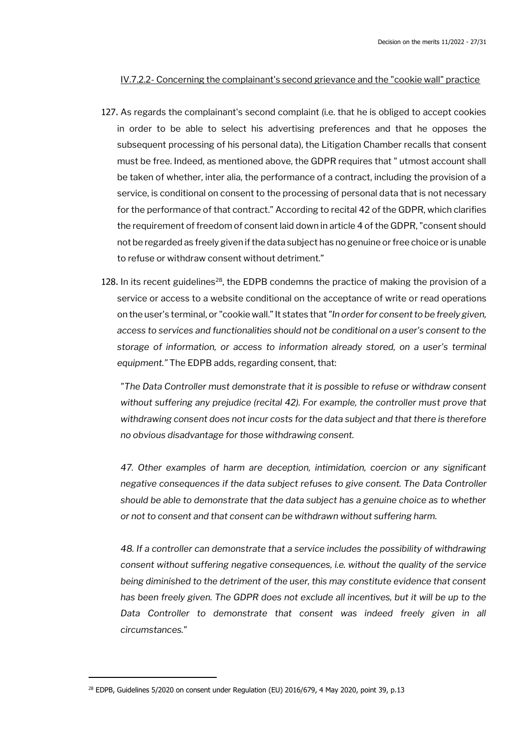<u>IV.7.2.2- Concerning the complainant's second grievance and the "cookie wall" practice</u>

127. As regards the complainant's second complaint (i.e. that he is obliged to accept cookies in order to be able to select his advertising preferences and that he opposes the subsequent processing of his personal data), the Litigation Chamber recalls that consent must be free. Indeed, as mentioned above, the GDPR requires that " utmost account shall be taken of whether, inter alia, the performance of a contract, including the provision of a service, is conditional on consent to the processing of personal data that is not necessary for the performance of that contract." According to recital 42 of the GDPR, which clarifies the requirement of freedom of consent laid down in article 4 of the GDPR, "consent should not be regarded as freely given if the data subject has no genuine or free choice or is unable to refuse or withdraw consent without detriment."

128. In its recent guidelines[28], the EDPB condemns the practice of making the provision of a service or access to a website conditional on the acceptance of write or read operations on the user's terminal, or "cookie wall." It states that "*In order for consent to be freely given, access to services and functionalities should not be conditional on a user's consent to the storage of information, or access to information already stored, on a user's terminal equipment.*" The EDPB adds, regarding consent, that:

> "*The Data Controller must demonstrate that it is possible to refuse or withdraw consent without suffering any prejudice (recital 42). For example, the controller must prove that withdrawing consent does not incur costs for the data subject and that there is therefore no obvious disadvantage for those withdrawing consent.*
>
> *47. Other examples of harm are deception, intimidation, coercion or any significant negative consequences if the data subject refuses to give consent. The Data Controller should be able to demonstrate that the data subject has a genuine choice as to whether or not to consent and that consent can be withdrawn without suffering harm.*
>
> *48. If a controller can demonstrate that a service includes the possibility of withdrawing consent without suffering negative consequences, i.e. without the quality of the service being diminished to the detriment of the user, this may constitute evidence that consent has been freely given. The GDPR does not exclude all incentives, but it will be up to the Data Controller to demonstrate that consent was indeed freely given in all circumstances.*"

---

[28] EDPB, Guidelines 5/2020 on consent under Regulation (EU) 2016/679, 4 May 2020, point 39, p.13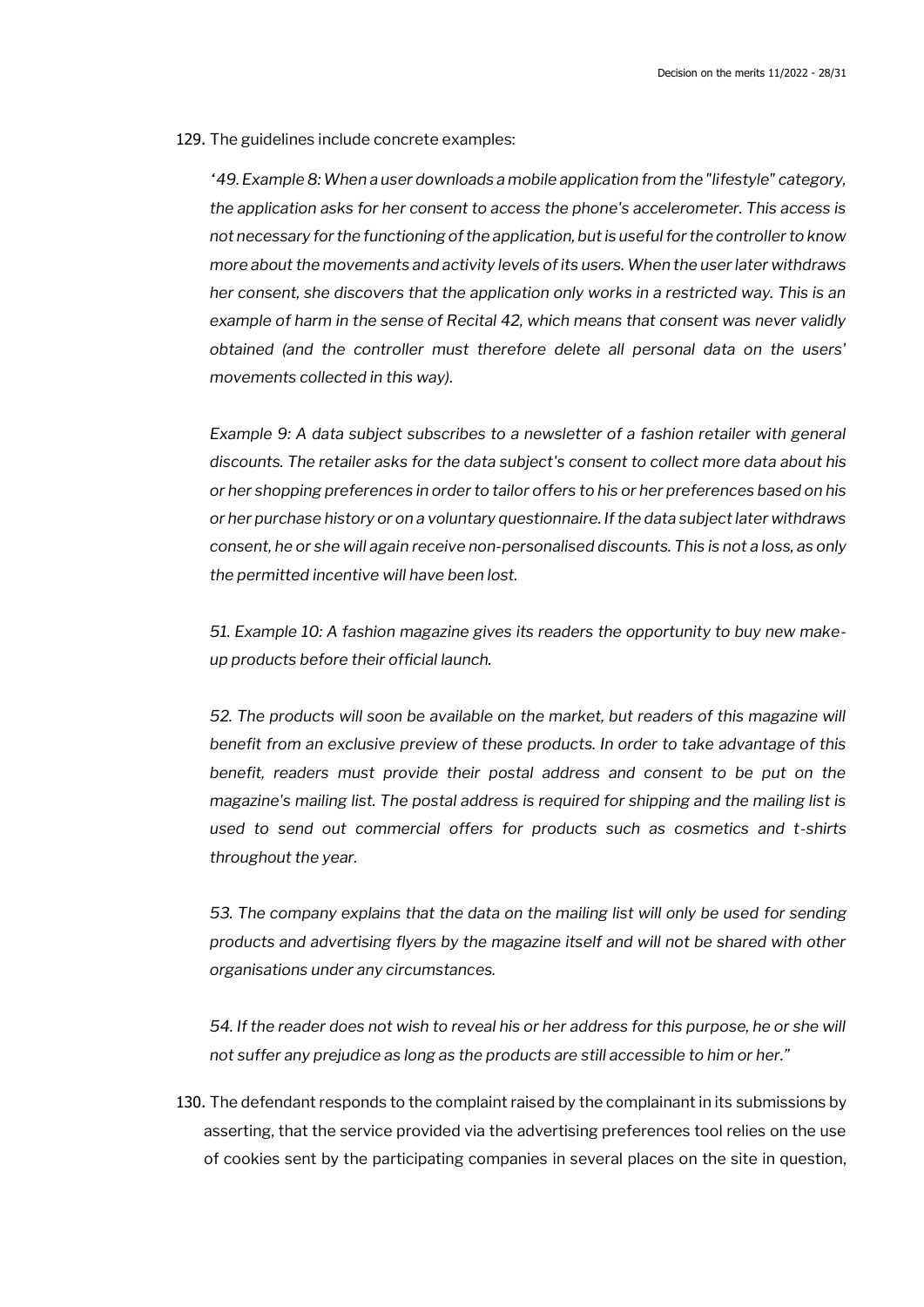129. The guidelines include concrete examples:

> *'49. Example 8: When a user downloads a mobile application from the "lifestyle" category, the application asks for her consent to access the phone's accelerometer. This access is not necessary for the functioning of the application, but is useful for the controller to know more about the movements and activity levels of its users. When the user later withdraws her consent, she discovers that the application only works in a restricted way. This is an example of harm in the sense of Recital 42, which means that consent was never validly obtained (and the controller must therefore delete all personal data on the users' movements collected in this way).*
>
> *Example 9: A data subject subscribes to a newsletter of a fashion retailer with general discounts. The retailer asks for the data subject's consent to collect more data about his or her shopping preferences in order to tailor offers to his or her preferences based on his or her purchase history or on a voluntary questionnaire. If the data subject later withdraws consent, he or she will again receive non-personalised discounts. This is not a loss, as only the permitted incentive will have been lost.*
>
> *51. Example 10: A fashion magazine gives its readers the opportunity to buy new make-up products before their official launch.*
>
> *52. The products will soon be available on the market, but readers of this magazine will benefit from an exclusive preview of these products. In order to take advantage of this benefit, readers must provide their postal address and consent to be put on the magazine's mailing list. The postal address is required for shipping and the mailing list is used to send out commercial offers for products such as cosmetics and t-shirts throughout the year.*
>
> *53. The company explains that the data on the mailing list will only be used for sending products and advertising flyers by the magazine itself and will not be shared with other organisations under any circumstances.*
>
> *54. If the reader does not wish to reveal his or her address for this purpose, he or she will not suffer any prejudice as long as the products are still accessible to him or her."*

130. The defendant responds to the complaint raised by the complainant in its submissions by asserting, that the service provided via the advertising preferences tool relies on the use of cookies sent by the participating companies in several places on the site in question,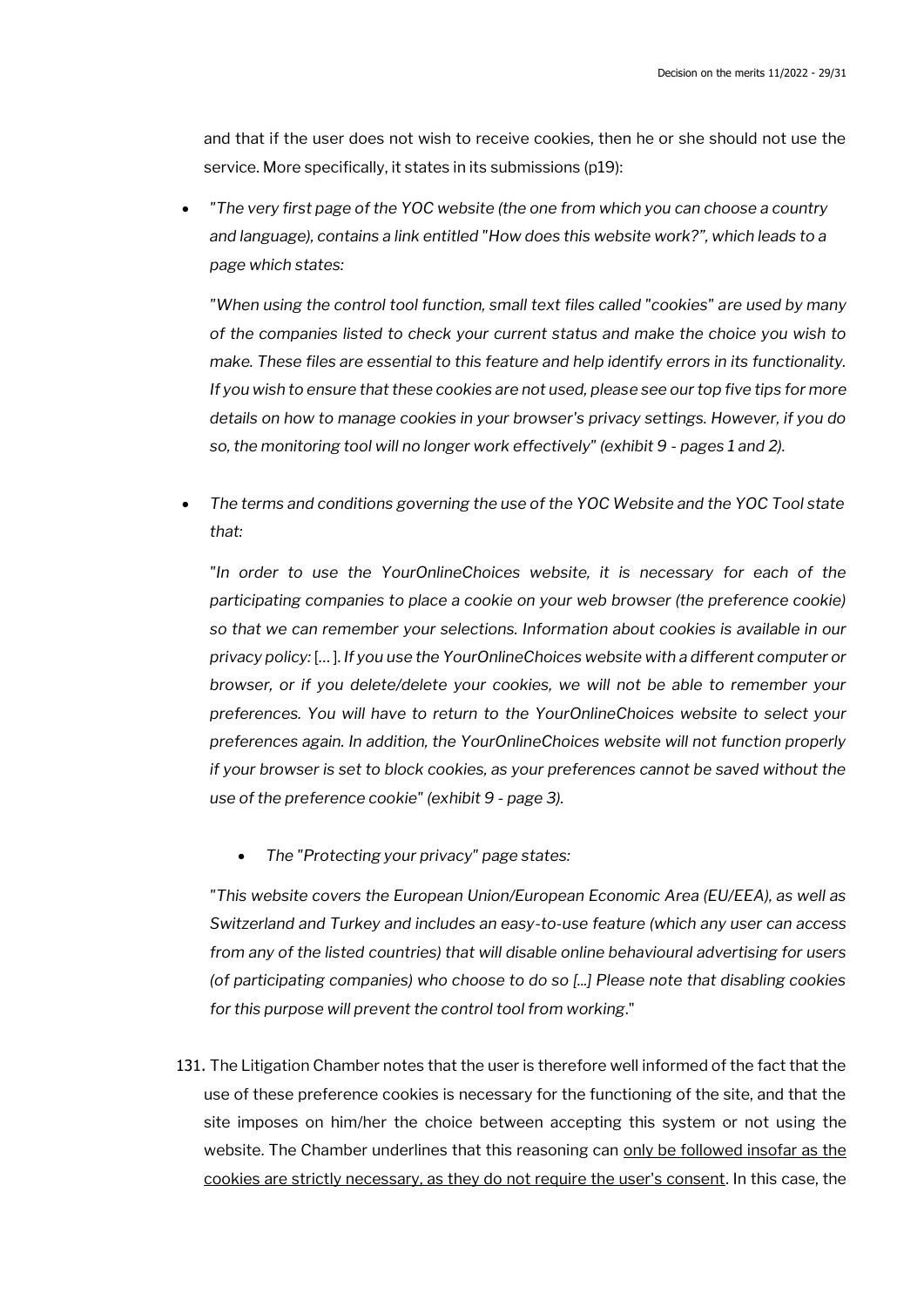and that if the user does not wish to receive cookies, then he or she should not use the service. More specifically, it states in its submissions (p19):

- *"The very first page of the YOC website (the one from which you can choose a country and language), contains a link entitled "How does this website work?", which leads to a page which states:*

  *"When using the control tool function, small text files called "cookies" are used by many of the companies listed to check your current status and make the choice you wish to make. These files are essential to this feature and help identify errors in its functionality. If you wish to ensure that these cookies are not used, please see our top five tips for more details on how to manage cookies in your browser's privacy settings. However, if you do so, the monitoring tool will no longer work effectively" (exhibit 9 - pages 1 and 2).*

- *The terms and conditions governing the use of the YOC Website and the YOC Tool state that:*

  *"In order to use the YourOnlineChoices website, it is necessary for each of the participating companies to place a cookie on your web browser (the preference cookie) so that we can remember your selections. Information about cookies is available in our privacy policy:* [… ]. *If you use the YourOnlineChoices website with a different computer or browser, or if you delete/delete your cookies, we will not be able to remember your preferences. You will have to return to the YourOnlineChoices website to select your preferences again. In addition, the YourOnlineChoices website will not function properly if your browser is set to block cookies, as your preferences cannot be saved without the use of the preference cookie" (exhibit 9 - page 3).*

  - *The "Protecting your privacy" page states:*

  *"This website covers the European Union/European Economic Area (EU/EEA), as well as Switzerland and Turkey and includes an easy-to-use feature (which any user can access from any of the listed countries) that will disable online behavioural advertising for users (of participating companies) who choose to do so [...] Please note that disabling cookies for this purpose will prevent the control tool from working*."

131. The Litigation Chamber notes that the user is therefore well informed of the fact that the use of these preference cookies is necessary for the functioning of the site, and that the site imposes on him/her the choice between accepting this system or not using the website. The Chamber underlines that this reasoning can <u>only be followed insofar as the cookies are strictly necessary, as they do not require the user's consent</u>. In this case, the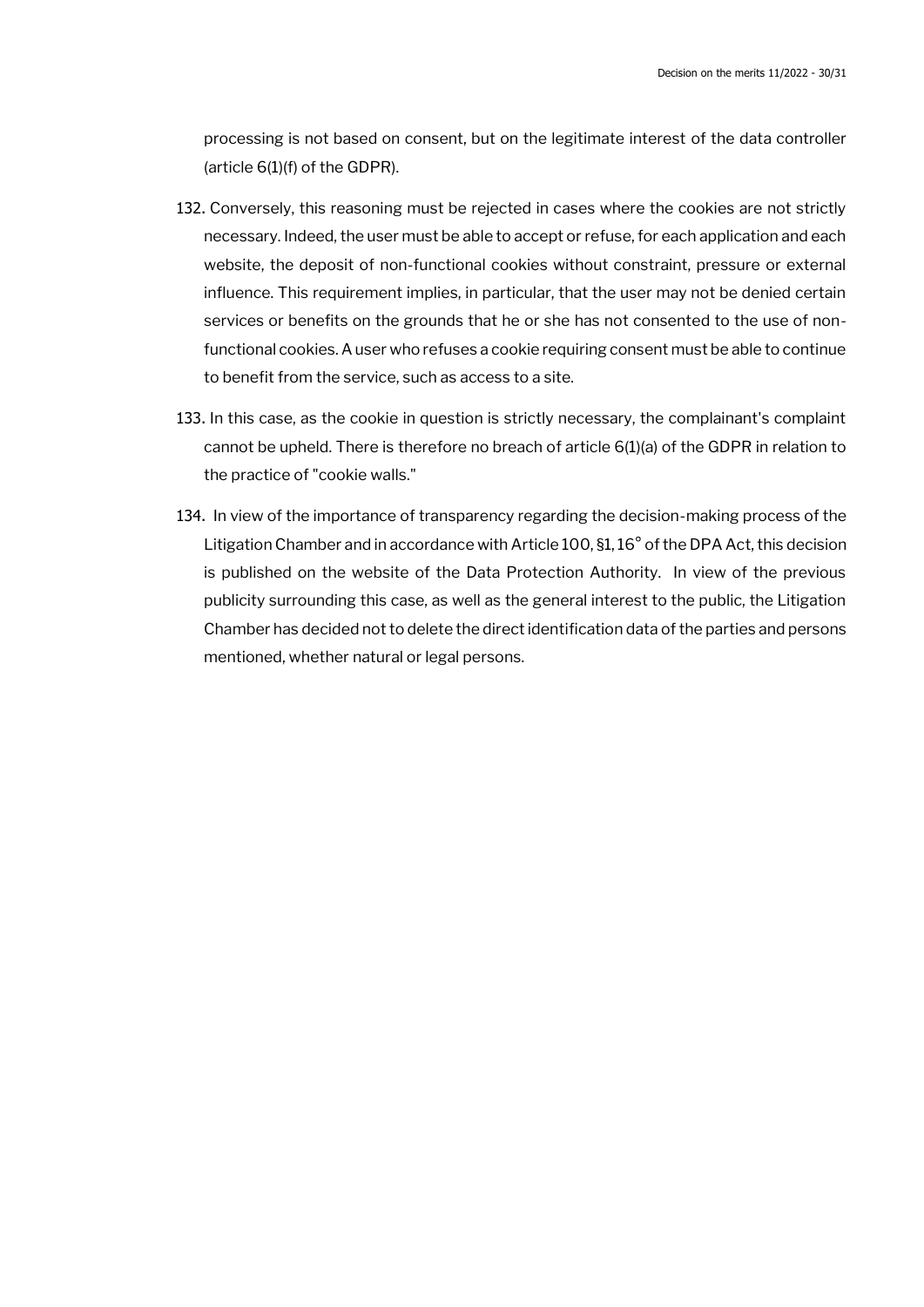processing is not based on consent, but on the legitimate interest of the data controller (article 6(1)(f) of the GDPR).

132. Conversely, this reasoning must be rejected in cases where the cookies are not strictly necessary. Indeed, the user must be able to accept or refuse, for each application and each website, the deposit of non-functional cookies without constraint, pressure or external influence. This requirement implies, in particular, that the user may not be denied certain services or benefits on the grounds that he or she has not consented to the use of non-functional cookies. A user who refuses a cookie requiring consent must be able to continue to benefit from the service, such as access to a site.

133. In this case, as the cookie in question is strictly necessary, the complainant's complaint cannot be upheld. There is therefore no breach of article 6(1)(a) of the GDPR in relation to the practice of "cookie walls."

134. In view of the importance of transparency regarding the decision-making process of the Litigation Chamber and in accordance with Article 100, §1, 16° of the DPA Act, this decision is published on the website of the Data Protection Authority. In view of the previous publicity surrounding this case, as well as the general interest to the public, the Litigation Chamber has decided not to delete the direct identification data of the parties and persons mentioned, whether natural or legal persons.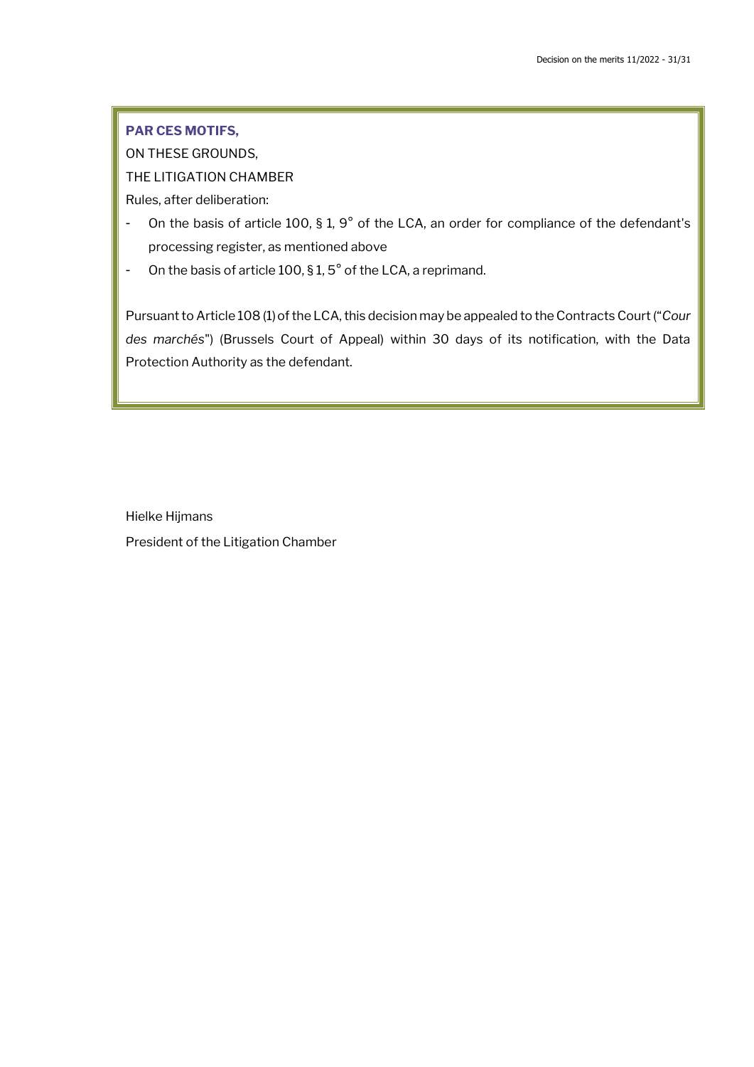**PAR CES MOTIFS,**

ON THESE GROUNDS,

THE LITIGATION CHAMBER

Rules, after deliberation:

- On the basis of article 100, § 1, 9° of the LCA, an order for compliance of the defendant's processing register, as mentioned above
- On the basis of article 100, § 1, 5° of the LCA, a reprimand.

Pursuant to Article 108 (1) of the LCA, this decision may be appealed to the Contracts Court ("*Cour des marchés*") (Brussels Court of Appeal) within 30 days of its notification, with the Data Protection Authority as the defendant.

Hielke Hijmans

President of the Litigation Chamber